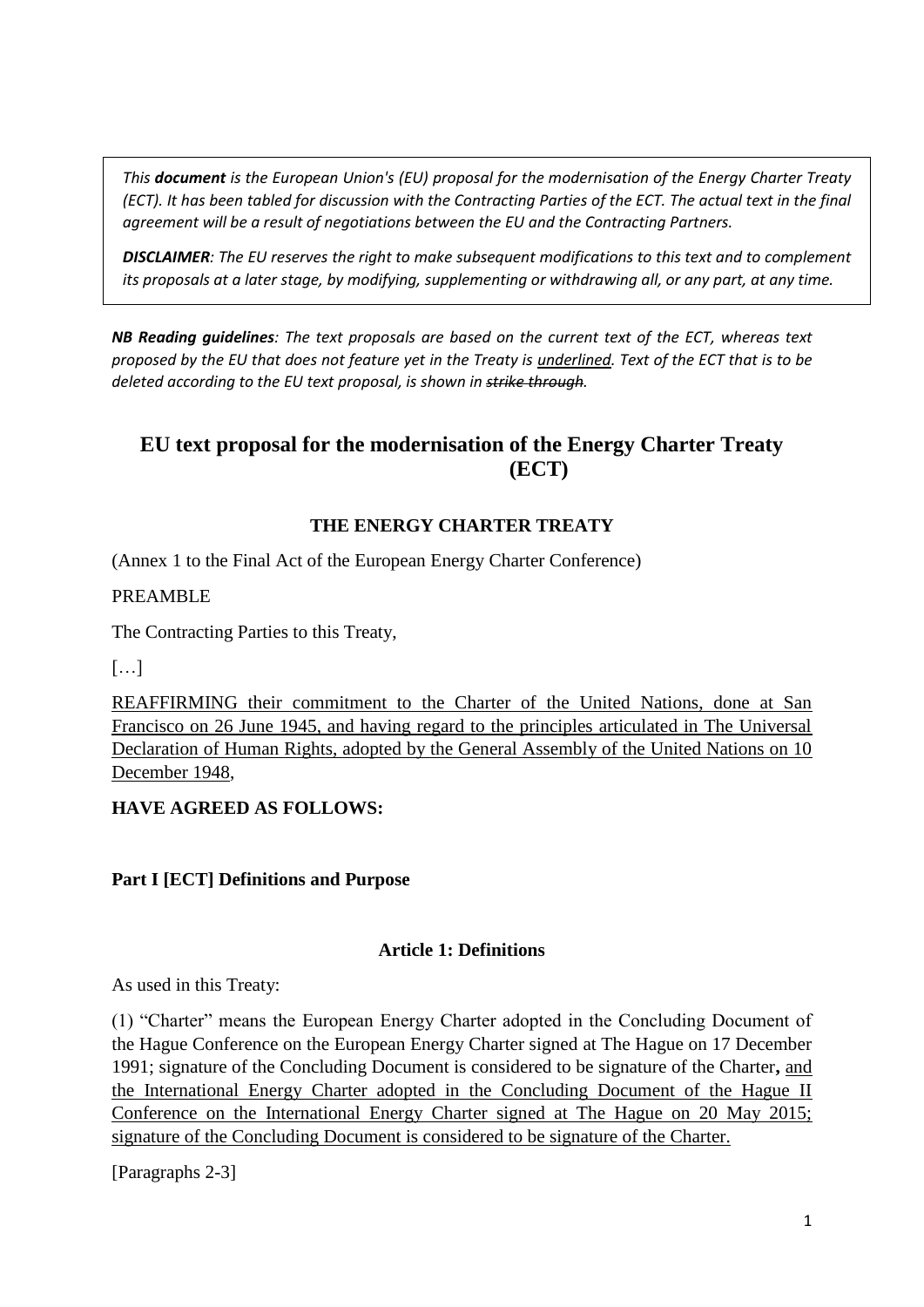*This **document** is the European Union's (EU) proposal for the modernisation of the Energy Charter Treaty (ECT). It has been tabled for discussion with the Contracting Parties of the ECT. The actual text in the final agreement will be a result of negotiations between the EU and the Contracting Partners.*

***DISCLAIMER**: The EU reserves the right to make subsequent modifications to this text and to complement its proposals at a later stage, by modifying, supplementing or withdrawing all, or any part, at any time.*

***NB Reading guidelines**: The text proposals are based on the current text of the ECT, whereas text proposed by the EU that does not feature yet in the Treaty is <u>underlined</u>. Text of the ECT that is to be deleted according to the EU text proposal, is shown in ~~strike through~~.*

# EU text proposal for the modernisation of the Energy Charter Treaty (ECT)

## THE ENERGY CHARTER TREATY

(Annex 1 to the Final Act of the European Energy Charter Conference)

PREAMBLE

The Contracting Parties to this Treaty,

[…]

<u>REAFFIRMING their commitment to the Charter of the United Nations, done at San Francisco on 26 June 1945, and having regard to the principles articulated in The Universal Declaration of Human Rights, adopted by the General Assembly of the United Nations on 10 December 1948</u>,

**HAVE AGREED AS FOLLOWS:**

### Part I [ECT] Definitions and Purpose

#### Article 1: Definitions

As used in this Treaty:

(1) “Charter” means the European Energy Charter adopted in the Concluding Document of the Hague Conference on the European Energy Charter signed at The Hague on 17 December 1991; signature of the Concluding Document is considered to be signature of the Charter**,** <u>and the International Energy Charter adopted in the Concluding Document of the Hague II Conference on the International Energy Charter signed at The Hague on 20 May 2015; signature of the Concluding Document is considered to be signature of the Charter.</u>

[Paragraphs 2-3]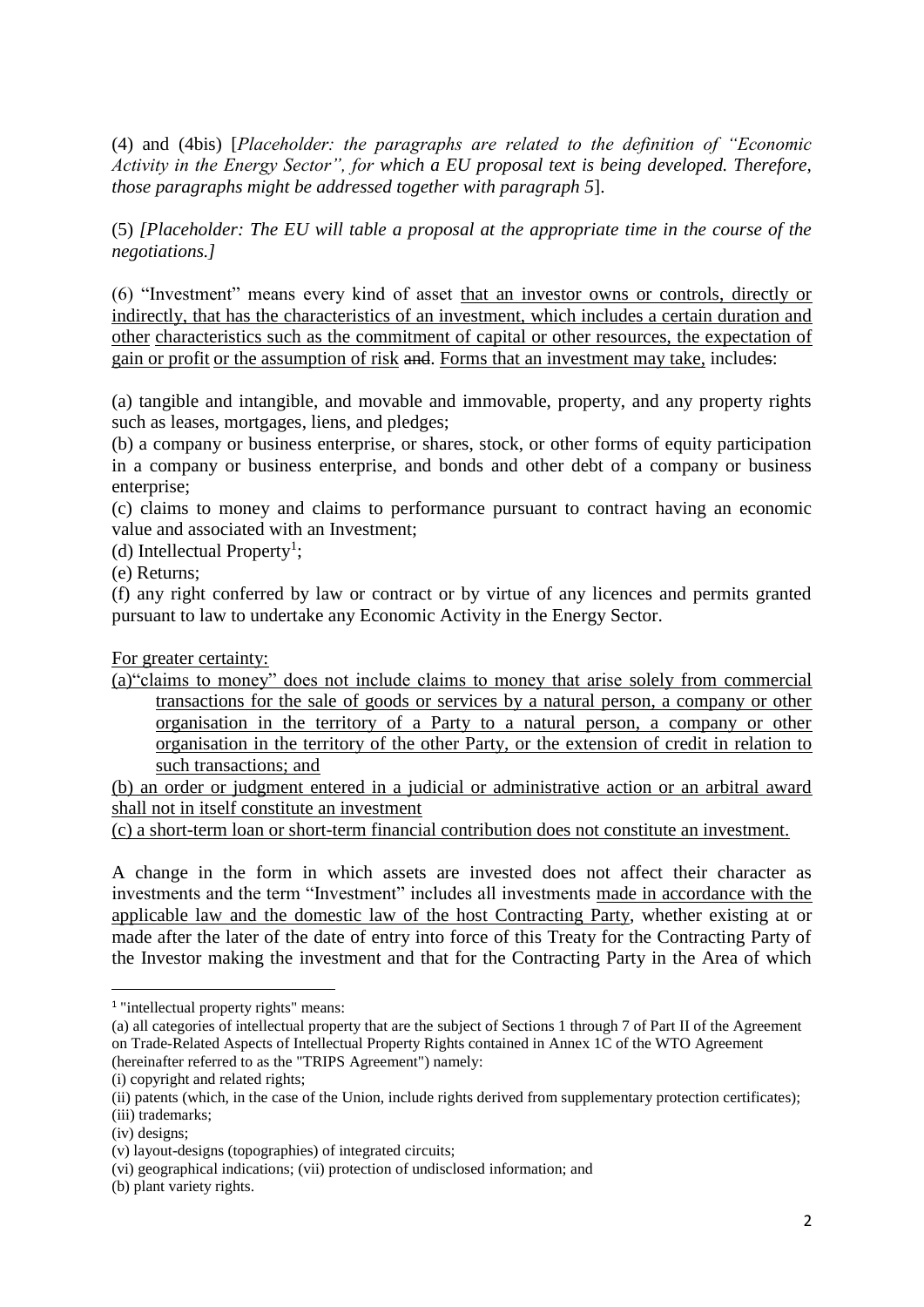(4) and (4bis) [*Placeholder: the paragraphs are related to the definition of "Economic Activity in the Energy Sector", for which a EU proposal text is being developed. Therefore, those paragraphs might be addressed together with paragraph 5*].

(5) *[Placeholder: The EU will table a proposal at the appropriate time in the course of the negotiations.]*

(6) "Investment" means every kind of asset that an investor owns or controls, directly or indirectly, that has the characteristics of an investment, which includes a certain duration and other characteristics such as the commitment of capital or other resources, the expectation of gain or profit or the assumption of risk ~~and~~. Forms that an investment may take, include~~s~~:

(a) tangible and intangible, and movable and immovable, property, and any property rights such as leases, mortgages, liens, and pledges;
(b) a company or business enterprise, or shares, stock, or other forms of equity participation in a company or business enterprise, and bonds and other debt of a company or business enterprise;
(c) claims to money and claims to performance pursuant to contract having an economic value and associated with an Investment;
(d) Intellectual Property[1];
(e) Returns;
(f) any right conferred by law or contract or by virtue of any licences and permits granted pursuant to law to undertake any Economic Activity in the Energy Sector.

For greater certainty:

(a) "claims to money" does not include claims to money that arise solely from commercial transactions for the sale of goods or services by a natural person, a company or other organisation in the territory of a Party to a natural person, a company or other organisation in the territory of the other Party, or the extension of credit in relation to such transactions; and

(b) an order or judgment entered in a judicial or administrative action or an arbitral award shall not in itself constitute an investment

(c) a short-term loan or short-term financial contribution does not constitute an investment.

A change in the form in which assets are invested does not affect their character as investments and the term "Investment" includes all investments made in accordance with the applicable law and the domestic law of the host Contracting Party, whether existing at or made after the later of the date of entry into force of this Treaty for the Contracting Party of the Investor making the investment and that for the Contracting Party in the Area of which

---

[1] "intellectual property rights" means:
(a) all categories of intellectual property that are the subject of Sections 1 through 7 of Part II of the Agreement on Trade-Related Aspects of Intellectual Property Rights contained in Annex 1C of the WTO Agreement (hereinafter referred to as the "TRIPS Agreement") namely:
(i) copyright and related rights;
(ii) patents (which, in the case of the Union, include rights derived from supplementary protection certificates);
(iii) trademarks;
(iv) designs;
(v) layout-designs (topographies) of integrated circuits;
(vi) geographical indications; (vii) protection of undisclosed information; and
(b) plant variety rights.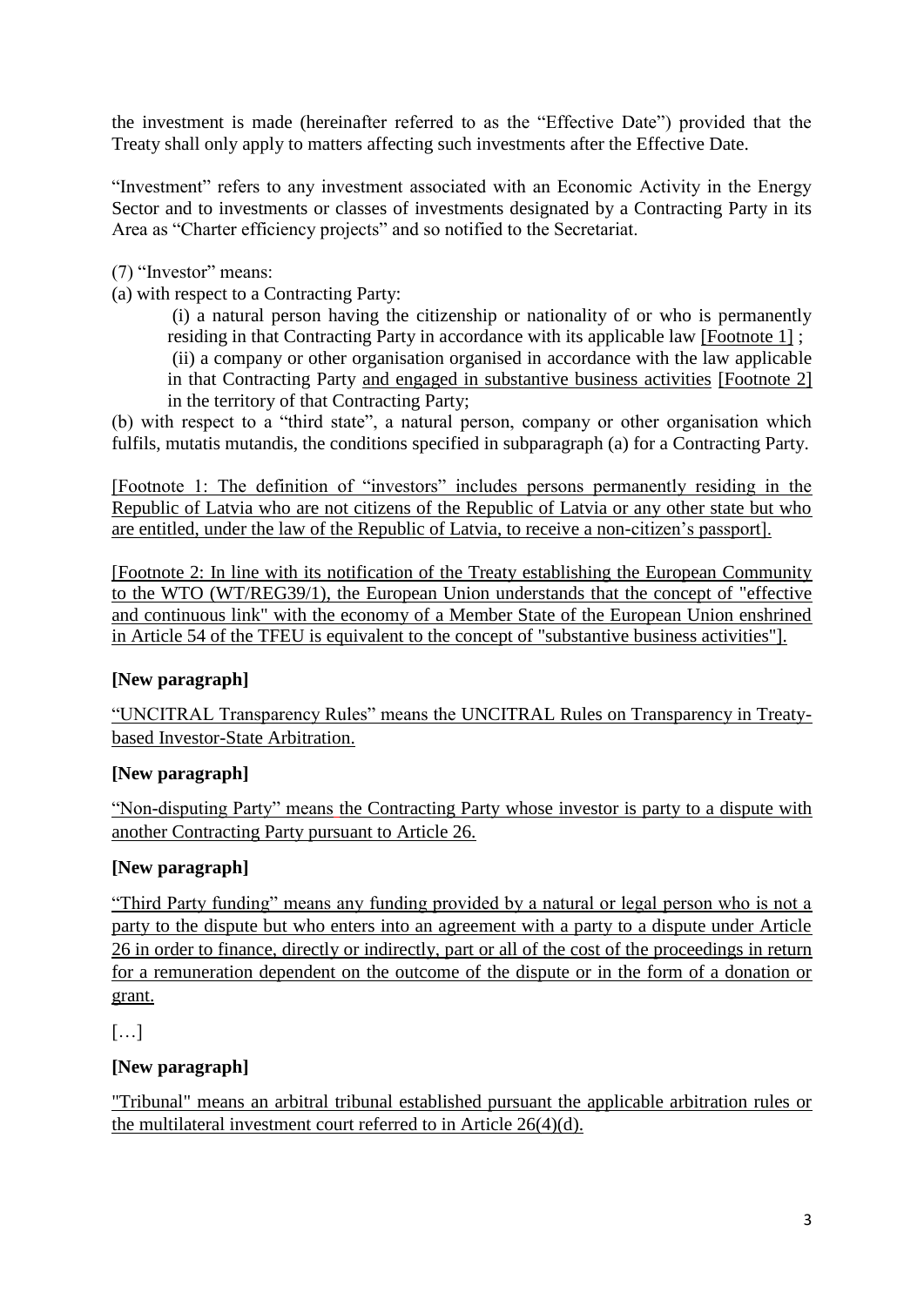the investment is made (hereinafter referred to as the "Effective Date") provided that the Treaty shall only apply to matters affecting such investments after the Effective Date.

"Investment" refers to any investment associated with an Economic Activity in the Energy Sector and to investments or classes of investments designated by a Contracting Party in its Area as "Charter efficiency projects" and so notified to the Secretariat.

(7) "Investor" means:

(a) with respect to a Contracting Party:

(i) a natural person having the citizenship or nationality of or who is permanently residing in that Contracting Party in accordance with its applicable law [Footnote 1] ;

(ii) a company or other organisation organised in accordance with the law applicable in that Contracting Party and engaged in substantive business activities [Footnote 2] in the territory of that Contracting Party;

(b) with respect to a "third state", a natural person, company or other organisation which fulfils, mutatis mutandis, the conditions specified in subparagraph (a) for a Contracting Party.

[Footnote 1: The definition of "investors" includes persons permanently residing in the Republic of Latvia who are not citizens of the Republic of Latvia or any other state but who are entitled, under the law of the Republic of Latvia, to receive a non-citizen's passport].

[Footnote 2: In line with its notification of the Treaty establishing the European Community to the WTO (WT/REG39/1), the European Union understands that the concept of "effective and continuous link" with the economy of a Member State of the European Union enshrined in Article 54 of the TFEU is equivalent to the concept of "substantive business activities"].

**[New paragraph]**

"UNCITRAL Transparency Rules" means the UNCITRAL Rules on Transparency in Treaty-based Investor-State Arbitration.

**[New paragraph]**

"Non-disputing Party" means the Contracting Party whose investor is party to a dispute with another Contracting Party pursuant to Article 26.

**[New paragraph]**

"Third Party funding" means any funding provided by a natural or legal person who is not a party to the dispute but who enters into an agreement with a party to a dispute under Article 26 in order to finance, directly or indirectly, part or all of the cost of the proceedings in return for a remuneration dependent on the outcome of the dispute or in the form of a donation or grant.

[…]

**[New paragraph]**

"Tribunal" means an arbitral tribunal established pursuant the applicable arbitration rules or the multilateral investment court referred to in Article 26(4)(d).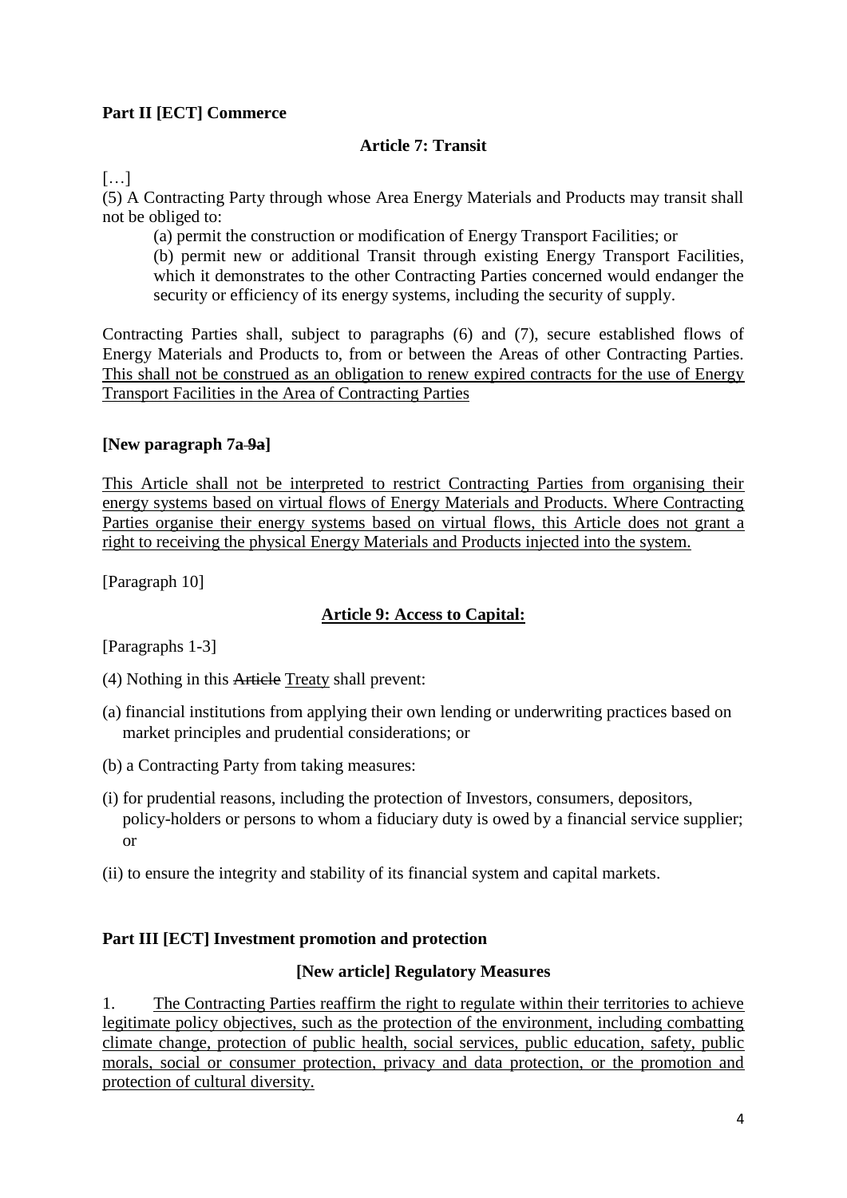**Part II [ECT] Commerce**

**Article 7: Transit**

[…]

(5) A Contracting Party through whose Area Energy Materials and Products may transit shall not be obliged to:

> (a) permit the construction or modification of Energy Transport Facilities; or
>
> (b) permit new or additional Transit through existing Energy Transport Facilities, which it demonstrates to the other Contracting Parties concerned would endanger the security or efficiency of its energy systems, including the security of supply.

Contracting Parties shall, subject to paragraphs (6) and (7), secure established flows of Energy Materials and Products to, from or between the Areas of other Contracting Parties. <u>This shall not be construed as an obligation to renew expired contracts for the use of Energy Transport Facilities in the Area of Contracting Parties</u>

**[New paragraph 7a ~~9a~~]**

<u>This Article shall not be interpreted to restrict Contracting Parties from organising their energy systems based on virtual flows of Energy Materials and Products. Where Contracting Parties organise their energy systems based on virtual flows, this Article does not grant a right to receiving the physical Energy Materials and Products injected into the system.</u>

[Paragraph 10]

**<u>Article 9: Access to Capital:</u>**

[Paragraphs 1-3]

(4) Nothing in this ~~Article~~ <u>Treaty</u> shall prevent:

(a) financial institutions from applying their own lending or underwriting practices based on market principles and prudential considerations; or

(b) a Contracting Party from taking measures:

(i) for prudential reasons, including the protection of Investors, consumers, depositors, policy-holders or persons to whom a fiduciary duty is owed by a financial service supplier; or

(ii) to ensure the integrity and stability of its financial system and capital markets.

**Part III [ECT] Investment promotion and protection**

**[New article] Regulatory Measures**

1. <u>The Contracting Parties reaffirm the right to regulate within their territories to achieve legitimate policy objectives, such as the protection of the environment, including combatting climate change, protection of public health, social services, public education, safety, public morals, social or consumer protection, privacy and data protection, or the promotion and protection of cultural diversity.</u>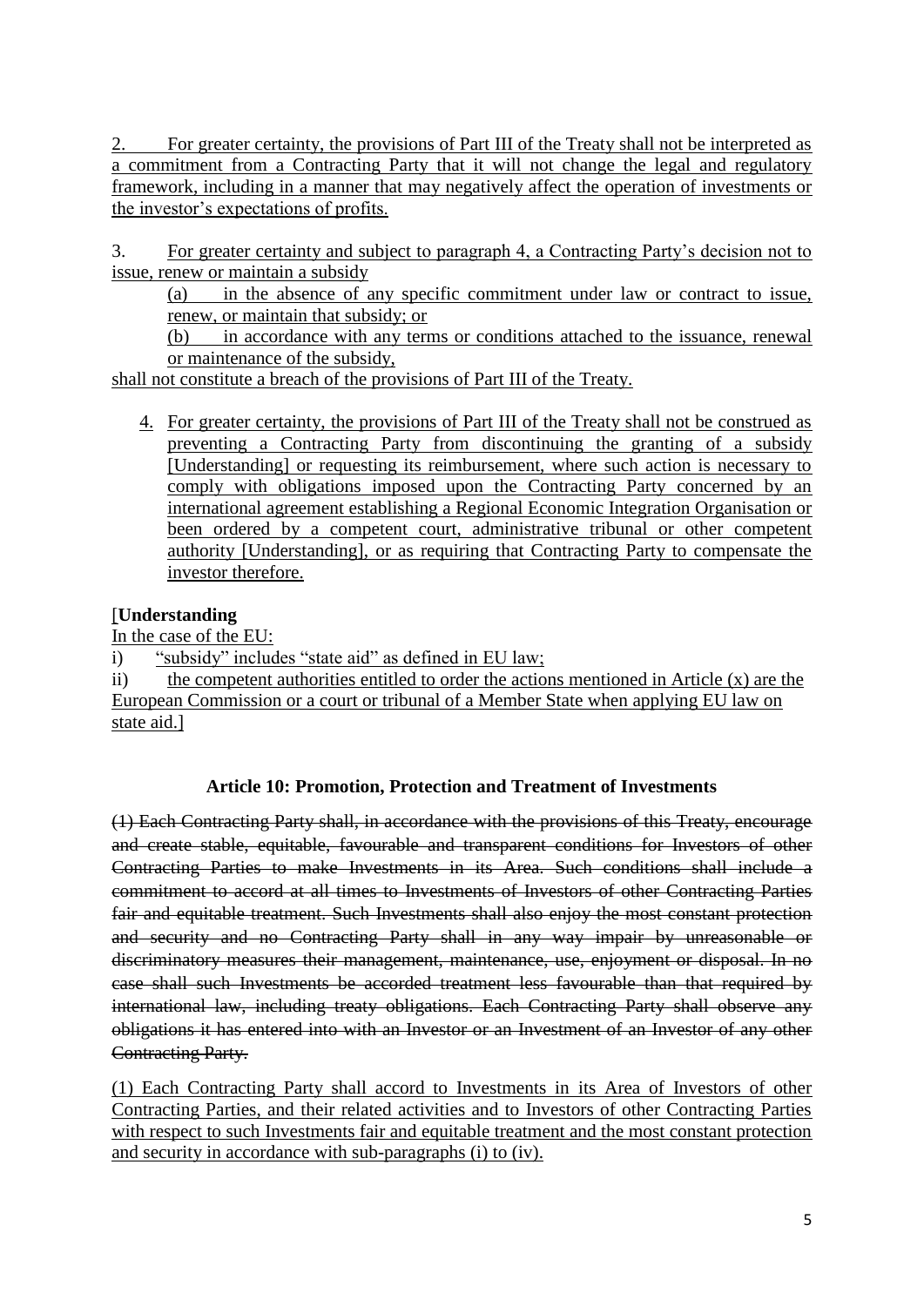2. For greater certainty, the provisions of Part III of the Treaty shall not be interpreted as a commitment from a Contracting Party that it will not change the legal and regulatory framework, including in a manner that may negatively affect the operation of investments or the investor's expectations of profits.

3. For greater certainty and subject to paragraph 4, a Contracting Party's decision not to issue, renew or maintain a subsidy

(a) in the absence of any specific commitment under law or contract to issue, renew, or maintain that subsidy; or

(b) in accordance with any terms or conditions attached to the issuance, renewal or maintenance of the subsidy,

shall not constitute a breach of the provisions of Part III of the Treaty.

4. For greater certainty, the provisions of Part III of the Treaty shall not be construed as preventing a Contracting Party from discontinuing the granting of a subsidy [Understanding] or requesting its reimbursement, where such action is necessary to comply with obligations imposed upon the Contracting Party concerned by an international agreement establishing a Regional Economic Integration Organisation or been ordered by a competent court, administrative tribunal or other competent authority [Understanding], or as requiring that Contracting Party to compensate the investor therefore.

[**Understanding**

In the case of the EU:

i) "subsidy" includes "state aid" as defined in EU law;

ii) the competent authorities entitled to order the actions mentioned in Article (x) are the European Commission or a court or tribunal of a Member State when applying EU law on state aid.]

### Article 10: Promotion, Protection and Treatment of Investments

~~(1) Each Contracting Party shall, in accordance with the provisions of this Treaty, encourage and create stable, equitable, favourable and transparent conditions for Investors of other Contracting Parties to make Investments in its Area. Such conditions shall include a commitment to accord at all times to Investments of Investors of other Contracting Parties fair and equitable treatment. Such Investments shall also enjoy the most constant protection and security and no Contracting Party shall in any way impair by unreasonable or discriminatory measures their management, maintenance, use, enjoyment or disposal. In no case shall such Investments be accorded treatment less favourable than that required by international law, including treaty obligations. Each Contracting Party shall observe any obligations it has entered into with an Investor or an Investment of an Investor of any other Contracting Party.~~

(1) Each Contracting Party shall accord to Investments in its Area of Investors of other Contracting Parties, and their related activities and to Investors of other Contracting Parties with respect to such Investments fair and equitable treatment and the most constant protection and security in accordance with sub-paragraphs (i) to (iv).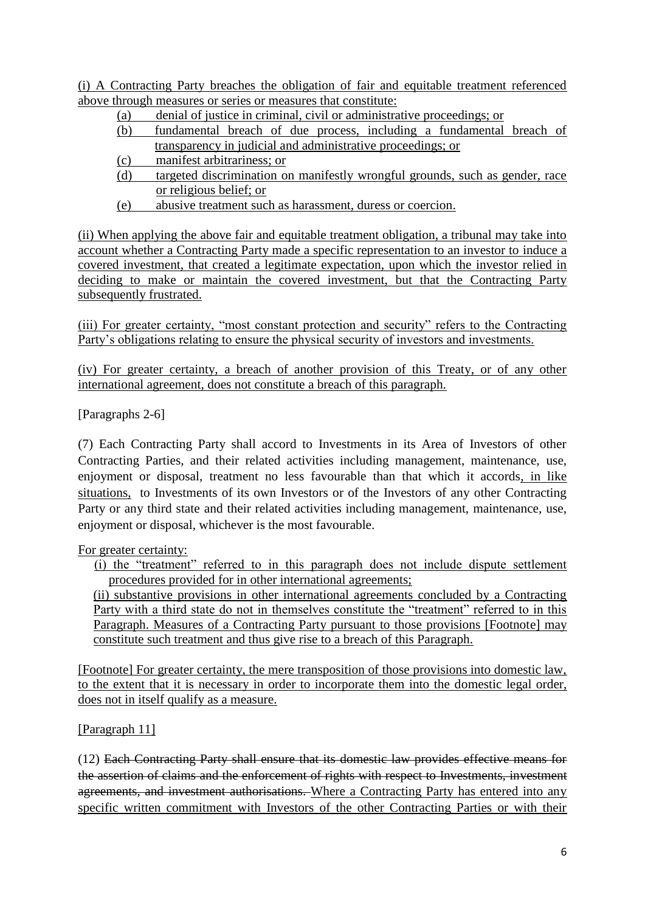(i) A Contracting Party breaches the obligation of fair and equitable treatment referenced above through measures or series or measures that constitute:

- (a) denial of justice in criminal, civil or administrative proceedings; or
- (b) fundamental breach of due process, including a fundamental breach of transparency in judicial and administrative proceedings; or
- (c) manifest arbitrariness; or
- (d) targeted discrimination on manifestly wrongful grounds, such as gender, race or religious belief; or
- (e) abusive treatment such as harassment, duress or coercion.

(ii) When applying the above fair and equitable treatment obligation, a tribunal may take into account whether a Contracting Party made a specific representation to an investor to induce a covered investment, that created a legitimate expectation, upon which the investor relied in deciding to make or maintain the covered investment, but that the Contracting Party subsequently frustrated.

(iii) For greater certainty, "most constant protection and security" refers to the Contracting Party's obligations relating to ensure the physical security of investors and investments.

(iv) For greater certainty, a breach of another provision of this Treaty, or of any other international agreement, does not constitute a breach of this paragraph.

[Paragraphs 2-6]

(7) Each Contracting Party shall accord to Investments in its Area of Investors of other Contracting Parties, and their related activities including management, maintenance, use, enjoyment or disposal, treatment no less favourable than that which it accords, in like situations, to Investments of its own Investors or of the Investors of any other Contracting Party or any third state and their related activities including management, maintenance, use, enjoyment or disposal, whichever is the most favourable.

For greater certainty:

(i) the "treatment" referred to in this paragraph does not include dispute settlement procedures provided for in other international agreements;

(ii) substantive provisions in other international agreements concluded by a Contracting Party with a third state do not in themselves constitute the "treatment" referred to in this Paragraph. Measures of a Contracting Party pursuant to those provisions [Footnote] may constitute such treatment and thus give rise to a breach of this Paragraph.

[Footnote] For greater certainty, the mere transposition of those provisions into domestic law, to the extent that it is necessary in order to incorporate them into the domestic legal order, does not in itself qualify as a measure.

[Paragraph 11]

(12) ~~Each Contracting Party shall ensure that its domestic law provides effective means for the assertion of claims and the enforcement of rights with respect to Investments, investment agreements, and investment authorisations.~~ Where a Contracting Party has entered into any specific written commitment with Investors of the other Contracting Parties or with their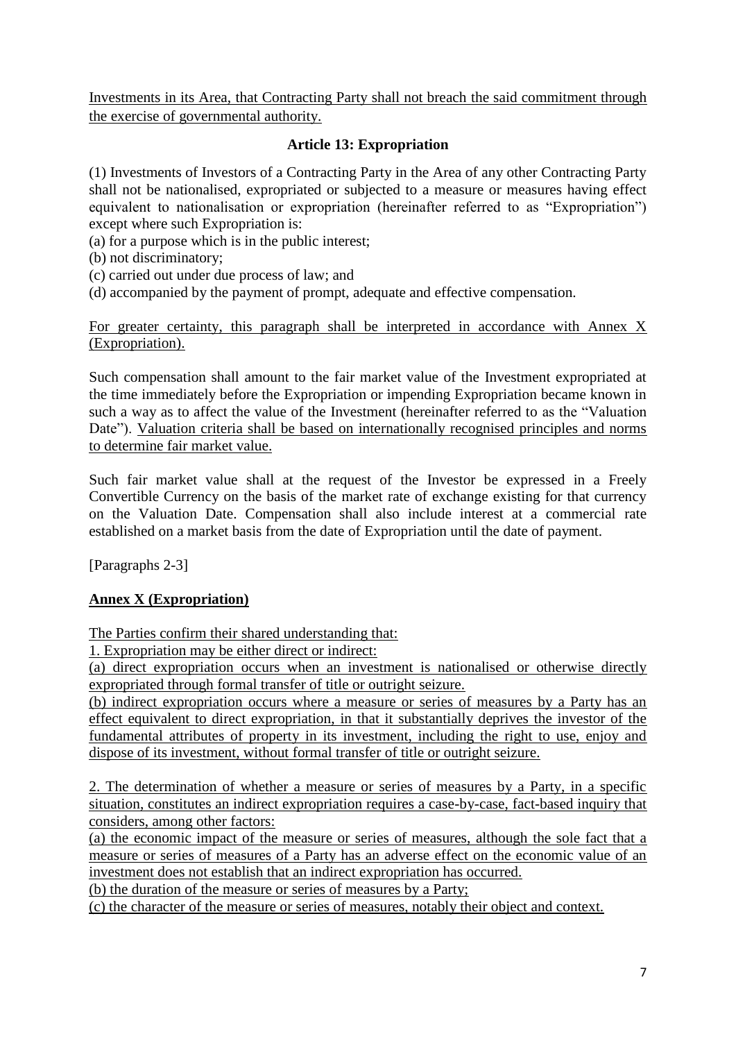Investments in its Area, that Contracting Party shall not breach the said commitment through the exercise of governmental authority.

### Article 13: Expropriation

(1) Investments of Investors of a Contracting Party in the Area of any other Contracting Party shall not be nationalised, expropriated or subjected to a measure or measures having effect equivalent to nationalisation or expropriation (hereinafter referred to as "Expropriation") except where such Expropriation is:

(a) for a purpose which is in the public interest;
(b) not discriminatory;
(c) carried out under due process of law; and
(d) accompanied by the payment of prompt, adequate and effective compensation.

For greater certainty, this paragraph shall be interpreted in accordance with Annex X (Expropriation).

Such compensation shall amount to the fair market value of the Investment expropriated at the time immediately before the Expropriation or impending Expropriation became known in such a way as to affect the value of the Investment (hereinafter referred to as the "Valuation Date"). Valuation criteria shall be based on internationally recognised principles and norms to determine fair market value.

Such fair market value shall at the request of the Investor be expressed in a Freely Convertible Currency on the basis of the market rate of exchange existing for that currency on the Valuation Date. Compensation shall also include interest at a commercial rate established on a market basis from the date of Expropriation until the date of payment.

[Paragraphs 2-3]

### Annex X (Expropriation)

The Parties confirm their shared understanding that:

1. Expropriation may be either direct or indirect:

(a) direct expropriation occurs when an investment is nationalised or otherwise directly expropriated through formal transfer of title or outright seizure.

(b) indirect expropriation occurs where a measure or series of measures by a Party has an effect equivalent to direct expropriation, in that it substantially deprives the investor of the fundamental attributes of property in its investment, including the right to use, enjoy and dispose of its investment, without formal transfer of title or outright seizure.

2. The determination of whether a measure or series of measures by a Party, in a specific situation, constitutes an indirect expropriation requires a case-by-case, fact-based inquiry that considers, among other factors:

(a) the economic impact of the measure or series of measures, although the sole fact that a measure or series of measures of a Party has an adverse effect on the economic value of an investment does not establish that an indirect expropriation has occurred.

(b) the duration of the measure or series of measures by a Party;

(c) the character of the measure or series of measures, notably their object and context.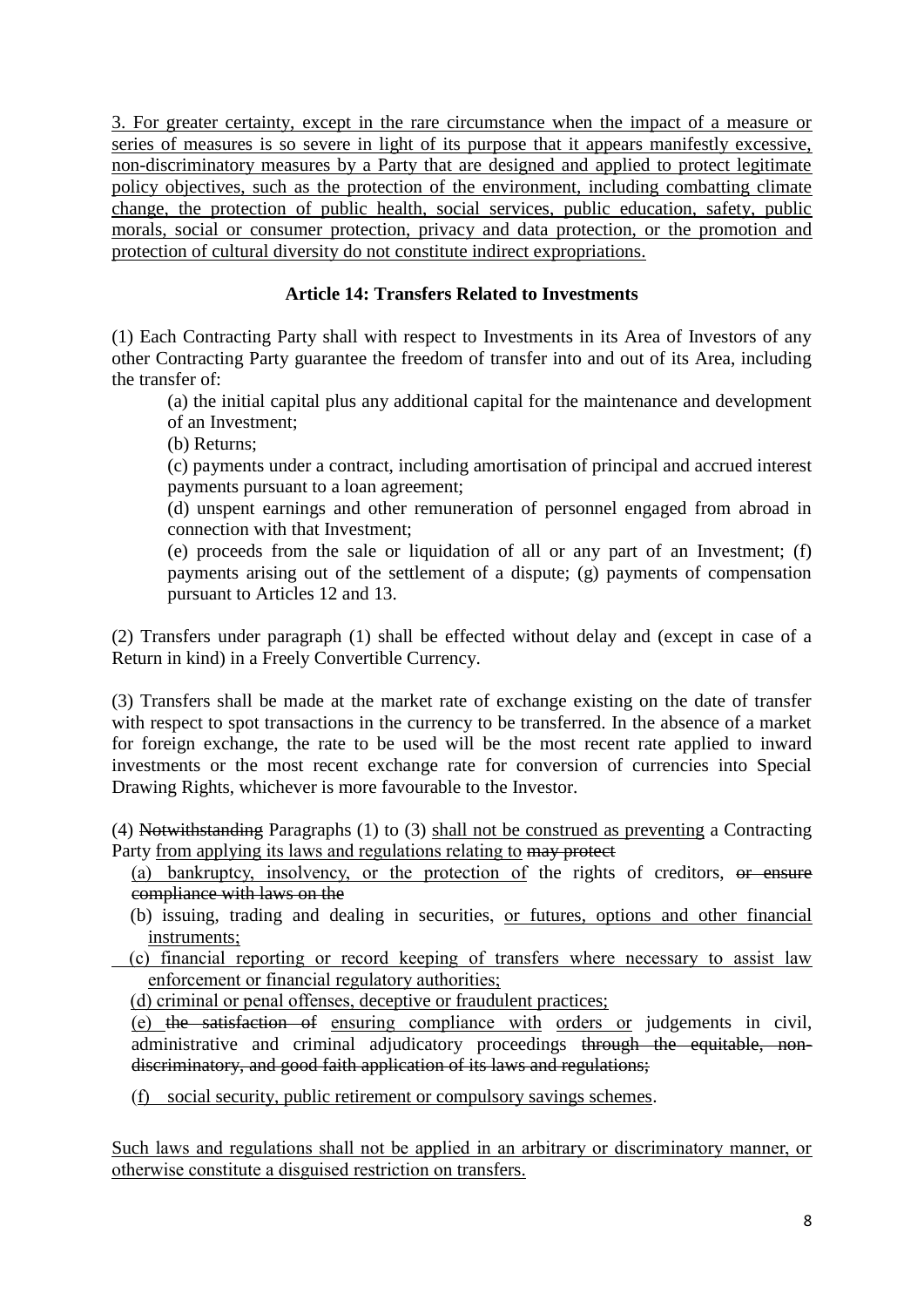<u>3. For greater certainty, except in the rare circumstance when the impact of a measure or series of measures is so severe in light of its purpose that it appears manifestly excessive, non-discriminatory measures by a Party that are designed and applied to protect legitimate policy objectives, such as the protection of the environment, including combatting climate change, the protection of public health, social services, public education, safety, public morals, social or consumer protection, privacy and data protection, or the promotion and protection of cultural diversity do not constitute indirect expropriations.</u>

**Article 14: Transfers Related to Investments**

(1) Each Contracting Party shall with respect to Investments in its Area of Investors of any other Contracting Party guarantee the freedom of transfer into and out of its Area, including the transfer of:

(a) the initial capital plus any additional capital for the maintenance and development of an Investment;

(b) Returns;

(c) payments under a contract, including amortisation of principal and accrued interest payments pursuant to a loan agreement;

(d) unspent earnings and other remuneration of personnel engaged from abroad in connection with that Investment;

(e) proceeds from the sale or liquidation of all or any part of an Investment; (f) payments arising out of the settlement of a dispute; (g) payments of compensation pursuant to Articles 12 and 13.

(2) Transfers under paragraph (1) shall be effected without delay and (except in case of a Return in kind) in a Freely Convertible Currency.

(3) Transfers shall be made at the market rate of exchange existing on the date of transfer with respect to spot transactions in the currency to be transferred. In the absence of a market for foreign exchange, the rate to be used will be the most recent rate applied to inward investments or the most recent exchange rate for conversion of currencies into Special Drawing Rights, whichever is more favourable to the Investor.

(4) ~~Notwithstanding~~ Paragraphs (1) to (3) <u>shall not be construed as preventing</u> a Contracting Party <u>from applying its laws and regulations relating to</u> ~~may protect~~

<u>(a) bankruptcy, insolvency, or the protection of</u> the rights of creditors, ~~or ensure compliance with laws on the~~

(b) issuing, trading and dealing in securities, <u>or futures, options and other financial instruments;</u>

<u>(c) financial reporting or record keeping of transfers where necessary to assist law enforcement or financial regulatory authorities;</u>

<u>(d) criminal or penal offenses, deceptive or fraudulent practices;</u>

<u>(e)</u> ~~the satisfaction of~~ <u>ensuring compliance with</u> <u>orders or</u> judgements in civil, administrative and criminal adjudicatory proceedings ~~through the equitable, non-discriminatory, and good faith application of its laws and regulations;~~

<u>(f) social security, public retirement or compulsory savings schemes</u>.

<u>Such laws and regulations shall not be applied in an arbitrary or discriminatory manner, or otherwise constitute a disguised restriction on transfers.</u>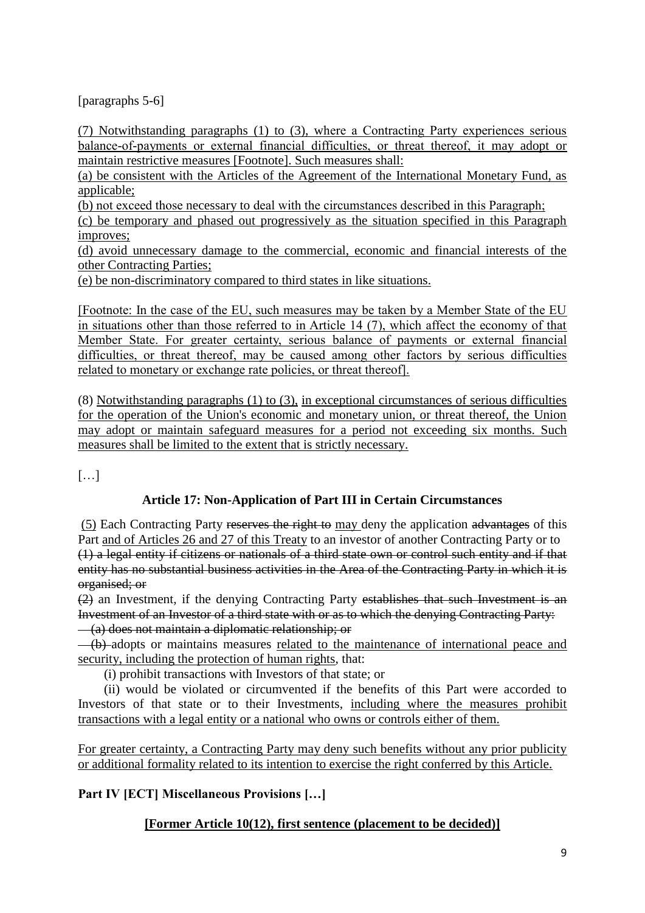[paragraphs 5-6]

<u>(7) Notwithstanding paragraphs (1) to (3), where a Contracting Party experiences serious balance-of-payments or external financial difficulties, or threat thereof, it may adopt or maintain restrictive measures [Footnote]. Such measures shall:</u>

<u>(a) be consistent with the Articles of the Agreement of the International Monetary Fund, as applicable;</u>

<u>(b) not exceed those necessary to deal with the circumstances described in this Paragraph;</u>

<u>(c) be temporary and phased out progressively as the situation specified in this Paragraph improves;</u>

<u>(d) avoid unnecessary damage to the commercial, economic and financial interests of the other Contracting Parties;</u>

<u>(e) be non-discriminatory compared to third states in like situations.</u>

<u>[Footnote: In the case of the EU, such measures may be taken by a Member State of the EU in situations other than those referred to in Article 14 (7), which affect the economy of that Member State. For greater certainty, serious balance of payments or external financial difficulties, or threat thereof, may be caused among other factors by serious difficulties related to monetary or exchange rate policies, or threat thereof].</u>

(8) <u>Notwithstanding paragraphs (1) to (3),</u> <u>in exceptional circumstances of serious difficulties for the operation of the Union's economic and monetary union, or threat thereof, the Union may adopt or maintain safeguard measures for a period not exceeding six months. Such measures shall be limited to the extent that is strictly necessary.</u>

[…]

### Article 17: Non-Application of Part III in Certain Circumstances

<u>(5)</u> Each Contracting Party ~~reserves the right to~~ <u>may</u> deny the application ~~advantages~~ of this Part <u>and of Articles 26 and 27 of this Treaty</u> to an investor of another Contracting Party or to ~~(1) a legal entity if citizens or nationals of a third state own or control such entity and if that entity has no substantial business activities in the Area of the Contracting Party in which it is organised; or~~

~~(2)~~ an Investment, if the denying Contracting Party ~~establishes that such Investment is an Investment of an Investor of a third state with or as to which the denying Contracting Party:~~

~~(a) does not maintain a diplomatic relationship; or~~

~~(b)~~ adopts or maintains measures <u>related to the maintenance of international peace and security, including the protection of human rights</u>, that:

(i) prohibit transactions with Investors of that state; or

(ii) would be violated or circumvented if the benefits of this Part were accorded to Investors of that state or to their Investments, <u>including where the measures prohibit transactions with a legal entity or a national who owns or controls either of them.</u>

<u>For greater certainty, a Contracting Party may deny such benefits without any prior publicity or additional formality related to its intention to exercise the right conferred by this Article.</u>

**Part IV [ECT] Miscellaneous Provisions […]**

**<u>[Former Article 10(12), first sentence (placement to be decided)]</u>**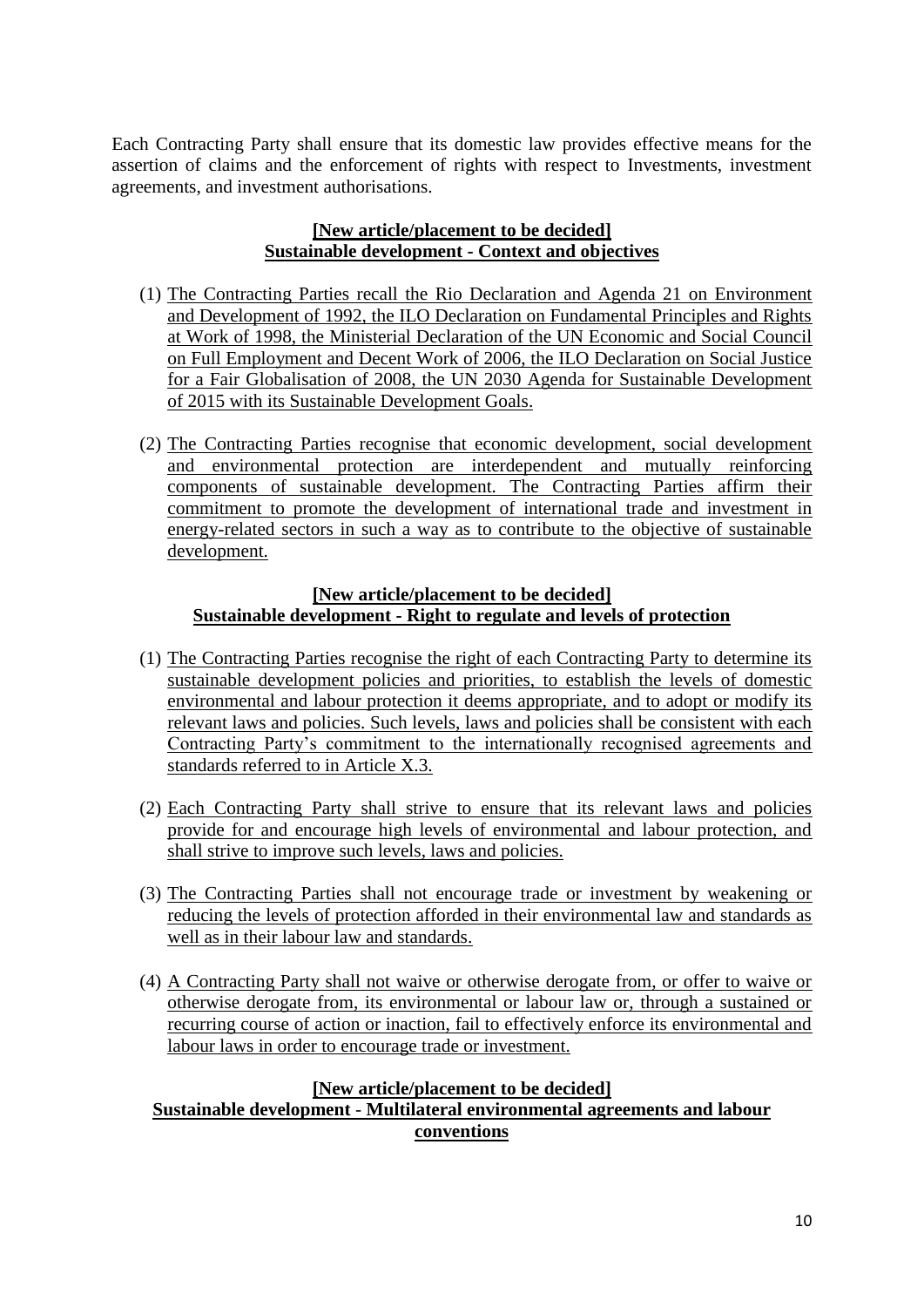Each Contracting Party shall ensure that its domestic law provides effective means for the assertion of claims and the enforcement of rights with respect to Investments, investment agreements, and investment authorisations.

**[New article/placement to be decided]**
**Sustainable development - Context and objectives**

(1) The Contracting Parties recall the Rio Declaration and Agenda 21 on Environment and Development of 1992, the ILO Declaration on Fundamental Principles and Rights at Work of 1998, the Ministerial Declaration of the UN Economic and Social Council on Full Employment and Decent Work of 2006, the ILO Declaration on Social Justice for a Fair Globalisation of 2008, the UN 2030 Agenda for Sustainable Development of 2015 with its Sustainable Development Goals.

(2) The Contracting Parties recognise that economic development, social development and environmental protection are interdependent and mutually reinforcing components of sustainable development. The Contracting Parties affirm their commitment to promote the development of international trade and investment in energy-related sectors in such a way as to contribute to the objective of sustainable development.

**[New article/placement to be decided]**
**Sustainable development - Right to regulate and levels of protection**

(1) The Contracting Parties recognise the right of each Contracting Party to determine its sustainable development policies and priorities, to establish the levels of domestic environmental and labour protection it deems appropriate, and to adopt or modify its relevant laws and policies. Such levels, laws and policies shall be consistent with each Contracting Party's commitment to the internationally recognised agreements and standards referred to in Article X.3.

(2) Each Contracting Party shall strive to ensure that its relevant laws and policies provide for and encourage high levels of environmental and labour protection, and shall strive to improve such levels, laws and policies.

(3) The Contracting Parties shall not encourage trade or investment by weakening or reducing the levels of protection afforded in their environmental law and standards as well as in their labour law and standards.

(4) A Contracting Party shall not waive or otherwise derogate from, or offer to waive or otherwise derogate from, its environmental or labour law or, through a sustained or recurring course of action or inaction, fail to effectively enforce its environmental and labour laws in order to encourage trade or investment.

**[New article/placement to be decided]**
**Sustainable development - Multilateral environmental agreements and labour conventions**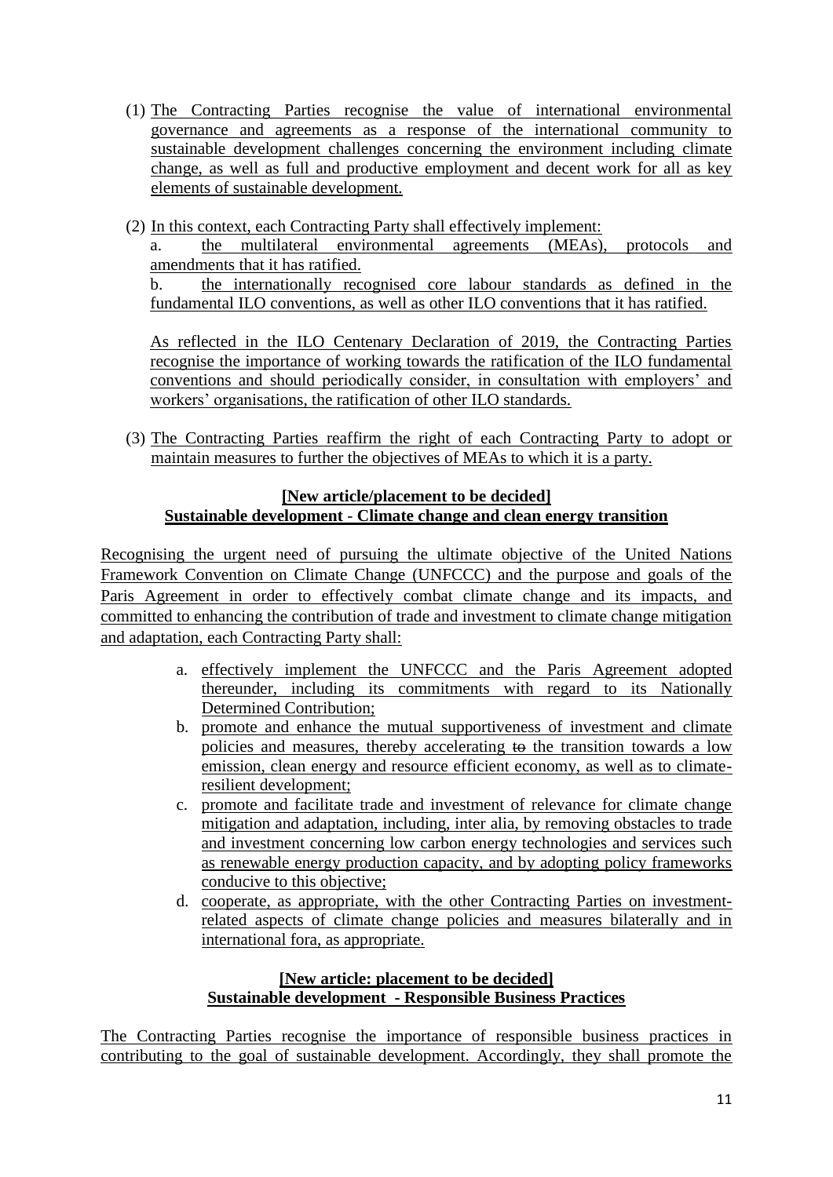(1) The Contracting Parties recognise the value of international environmental governance and agreements as a response of the international community to sustainable development challenges concerning the environment including climate change, as well as full and productive employment and decent work for all as key elements of sustainable development.

(2) In this context, each Contracting Party shall effectively implement:

a. the multilateral environmental agreements (MEAs), protocols and amendments that it has ratified.

b. the internationally recognised core labour standards as defined in the fundamental ILO conventions, as well as other ILO conventions that it has ratified.

As reflected in the ILO Centenary Declaration of 2019, the Contracting Parties recognise the importance of working towards the ratification of the ILO fundamental conventions and should periodically consider, in consultation with employers' and workers' organisations, the ratification of other ILO standards.

(3) The Contracting Parties reaffirm the right of each Contracting Party to adopt or maintain measures to further the objectives of MEAs to which it is a party.

**[New article/placement to be decided]**
**Sustainable development - Climate change and clean energy transition**

Recognising the urgent need of pursuing the ultimate objective of the United Nations Framework Convention on Climate Change (UNFCCC) and the purpose and goals of the Paris Agreement in order to effectively combat climate change and its impacts, and committed to enhancing the contribution of trade and investment to climate change mitigation and adaptation, each Contracting Party shall:

a. effectively implement the UNFCCC and the Paris Agreement adopted thereunder, including its commitments with regard to its Nationally Determined Contribution;
b. promote and enhance the mutual supportiveness of investment and climate policies and measures, thereby accelerating ~~to~~ the transition towards a low emission, clean energy and resource efficient economy, as well as to climate-resilient development;
c. promote and facilitate trade and investment of relevance for climate change mitigation and adaptation, including, inter alia, by removing obstacles to trade and investment concerning low carbon energy technologies and services such as renewable energy production capacity, and by adopting policy frameworks conducive to this objective;
d. cooperate, as appropriate, with the other Contracting Parties on investment-related aspects of climate change policies and measures bilaterally and in international fora, as appropriate.

**[New article: placement to be decided]**
**Sustainable development - Responsible Business Practices**

The Contracting Parties recognise the importance of responsible business practices in contributing to the goal of sustainable development. Accordingly, they shall promote the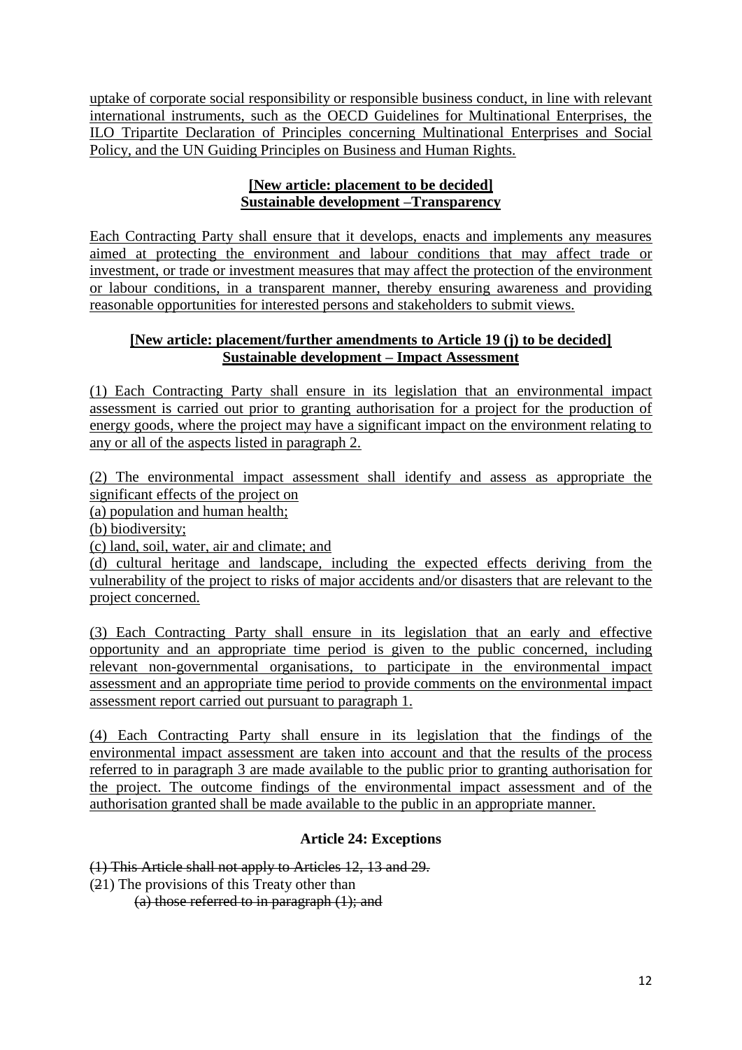uptake of corporate social responsibility or responsible business conduct, in line with relevant international instruments, such as the OECD Guidelines for Multinational Enterprises, the ILO Tripartite Declaration of Principles concerning Multinational Enterprises and Social Policy, and the UN Guiding Principles on Business and Human Rights.

**[New article: placement to be decided]**
**Sustainable development –Transparency**

Each Contracting Party shall ensure that it develops, enacts and implements any measures aimed at protecting the environment and labour conditions that may affect trade or investment, or trade or investment measures that may affect the protection of the environment or labour conditions, in a transparent manner, thereby ensuring awareness and providing reasonable opportunities for interested persons and stakeholders to submit views.

**[New article: placement/further amendments to Article 19 (j) to be decided]**
**Sustainable development – Impact Assessment**

(1) Each Contracting Party shall ensure in its legislation that an environmental impact assessment is carried out prior to granting authorisation for a project for the production of energy goods, where the project may have a significant impact on the environment relating to any or all of the aspects listed in paragraph 2.

(2) The environmental impact assessment shall identify and assess as appropriate the significant effects of the project on
(a) population and human health;
(b) biodiversity;
(c) land, soil, water, air and climate; and
(d) cultural heritage and landscape, including the expected effects deriving from the vulnerability of the project to risks of major accidents and/or disasters that are relevant to the project concerned.

(3) Each Contracting Party shall ensure in its legislation that an early and effective opportunity and an appropriate time period is given to the public concerned, including relevant non-governmental organisations, to participate in the environmental impact assessment and an appropriate time period to provide comments on the environmental impact assessment report carried out pursuant to paragraph 1.

(4) Each Contracting Party shall ensure in its legislation that the findings of the environmental impact assessment are taken into account and that the results of the process referred to in paragraph 3 are made available to the public prior to granting authorisation for the project. The outcome findings of the environmental impact assessment and of the authorisation granted shall be made available to the public in an appropriate manner.

**Article 24: Exceptions**

~~(1) This Article shall not apply to Articles 12, 13 and 29.~~
(~~2~~1) The provisions of this Treaty other than
~~(a) those referred to in paragraph (1); and~~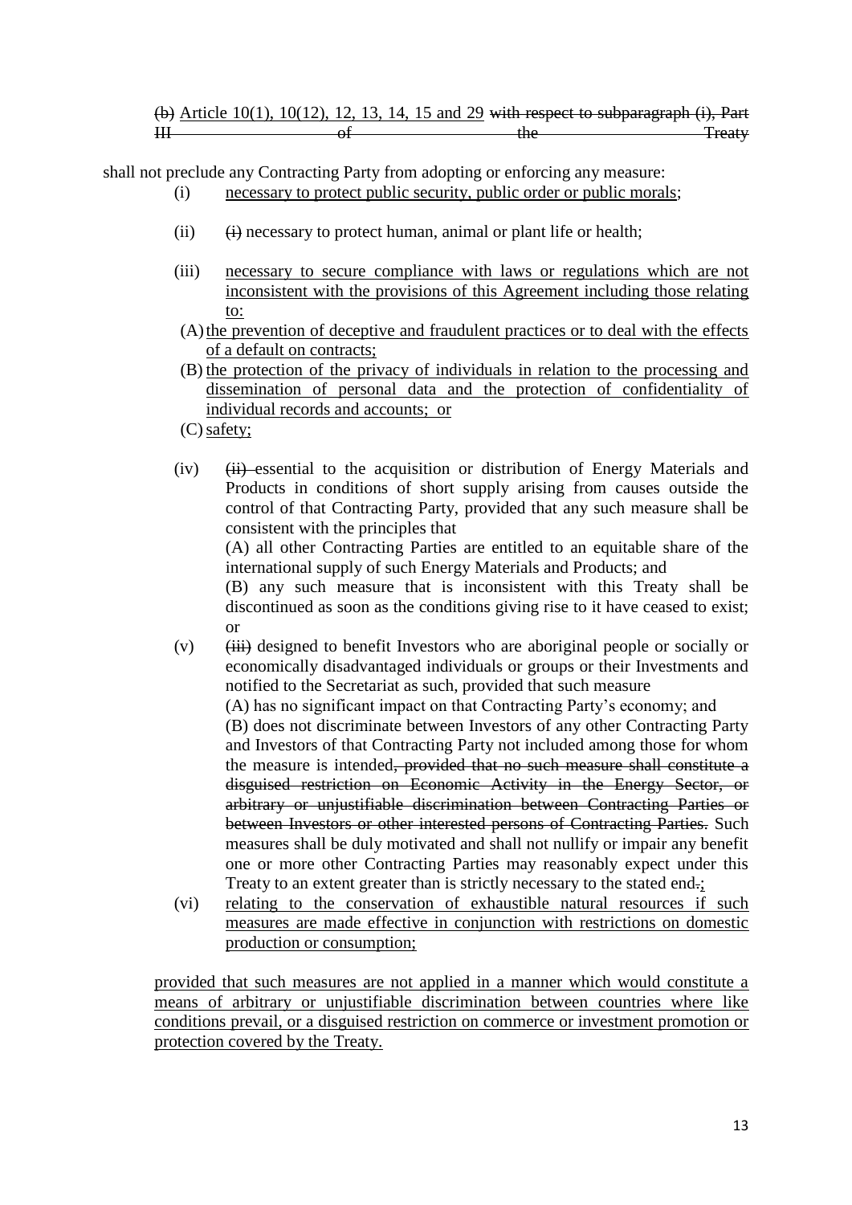~~(b)~~ <u>Article 10(1), 10(12), 12, 13, 14, 15 and 29</u> ~~with respect to subparagraph (i), Part III of the Treaty~~

shall not preclude any Contracting Party from adopting or enforcing any measure:

(i) <u>necessary to protect public security, public order or public morals;</u>

(ii) ~~(i)~~ necessary to protect human, animal or plant life or health;

(iii) <u>necessary to secure compliance with laws or regulations which are not inconsistent with the provisions of this Agreement including those relating to:</u>

(A) <u>the prevention of deceptive and fraudulent practices or to deal with the effects of a default on contracts;</u>

(B) <u>the protection of the privacy of individuals in relation to the processing and dissemination of personal data and the protection of confidentiality of individual records and accounts; or</u>

(C) <u>safety;</u>

(iv) ~~(ii)~~ essential to the acquisition or distribution of Energy Materials and Products in conditions of short supply arising from causes outside the control of that Contracting Party, provided that any such measure shall be consistent with the principles that

(A) all other Contracting Parties are entitled to an equitable share of the international supply of such Energy Materials and Products; and

(B) any such measure that is inconsistent with this Treaty shall be discontinued as soon as the conditions giving rise to it have ceased to exist; or

(v) ~~(iii)~~ designed to benefit Investors who are aboriginal people or socially or economically disadvantaged individuals or groups or their Investments and notified to the Secretariat as such, provided that such measure

(A) has no significant impact on that Contracting Party's economy; and

(B) does not discriminate between Investors of any other Contracting Party and Investors of that Contracting Party not included among those for whom the measure is intended~~, provided that no such measure shall constitute a disguised restriction on Economic Activity in the Energy Sector, or arbitrary or unjustifiable discrimination between Contracting Parties or between Investors or other interested persons of Contracting Parties.~~ Such measures shall be duly motivated and shall not nullify or impair any benefit one or more other Contracting Parties may reasonably expect under this Treaty to an extent greater than is strictly necessary to the stated end~~.~~<u>;</u>

(vi) <u>relating to the conservation of exhaustible natural resources if such measures are made effective in conjunction with restrictions on domestic production or consumption;</u>

<u>provided that such measures are not applied in a manner which would constitute a means of arbitrary or unjustifiable discrimination between countries where like conditions prevail, or a disguised restriction on commerce or investment promotion or protection covered by the Treaty.</u>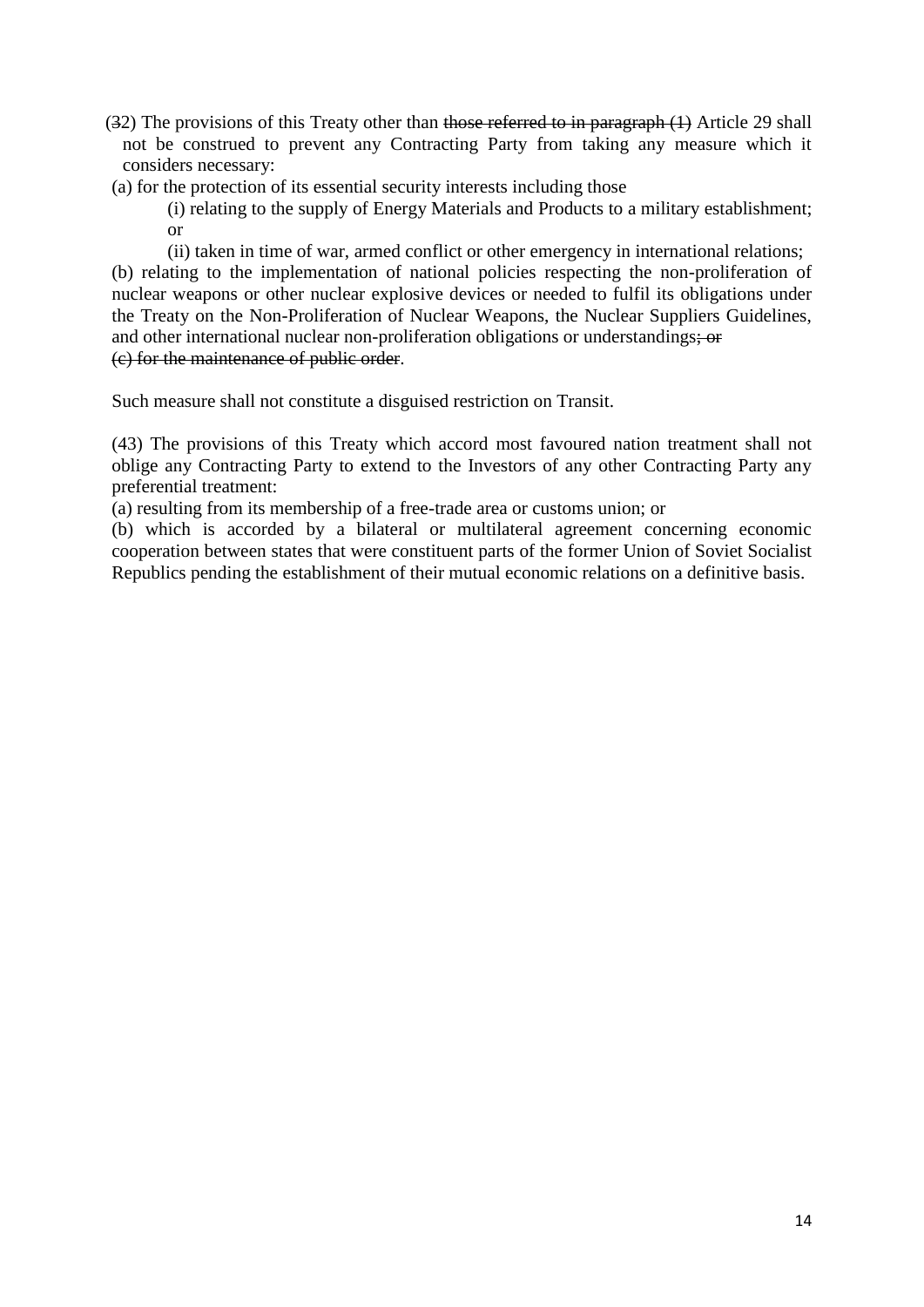(~~3~~2) The provisions of this Treaty other than ~~those referred to in paragraph (1)~~ Article 29 shall not be construed to prevent any Contracting Party from taking any measure which it considers necessary:

(a) for the protection of its essential security interests including those

(i) relating to the supply of Energy Materials and Products to a military establishment; or

(ii) taken in time of war, armed conflict or other emergency in international relations;

(b) relating to the implementation of national policies respecting the non-proliferation of nuclear weapons or other nuclear explosive devices or needed to fulfil its obligations under the Treaty on the Non-Proliferation of Nuclear Weapons, the Nuclear Suppliers Guidelines, and other international nuclear non-proliferation obligations or understandings~~; or~~

~~(c) for the maintenance of public order~~.

Such measure shall not constitute a disguised restriction on Transit.

(43) The provisions of this Treaty which accord most favoured nation treatment shall not oblige any Contracting Party to extend to the Investors of any other Contracting Party any preferential treatment:

(a) resulting from its membership of a free-trade area or customs union; or

(b) which is accorded by a bilateral or multilateral agreement concerning economic cooperation between states that were constituent parts of the former Union of Soviet Socialist Republics pending the establishment of their mutual economic relations on a definitive basis.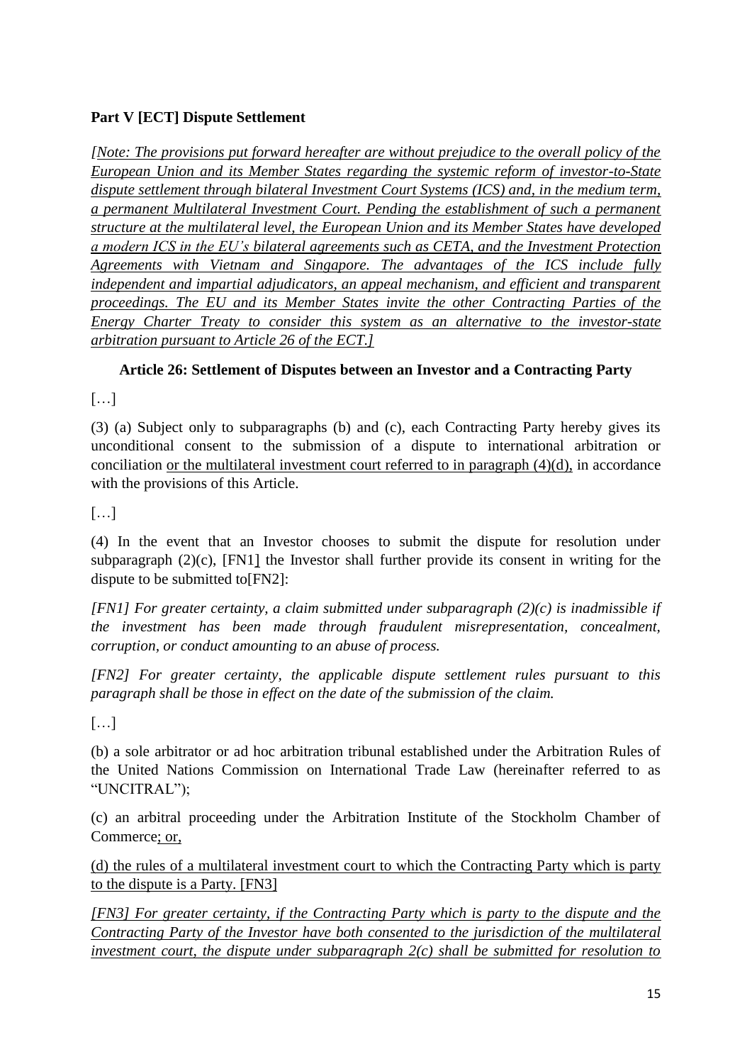**Part V [ECT] Dispute Settlement**

*[Note: The provisions put forward hereafter are without prejudice to the overall policy of the European Union and its Member States regarding the systemic reform of investor-to-State dispute settlement through bilateral Investment Court Systems (ICS) and, in the medium term, a permanent Multilateral Investment Court. Pending the establishment of such a permanent structure at the multilateral level, the European Union and its Member States have developed a modern ICS in the EU's bilateral agreements such as CETA, and the Investment Protection Agreements with Vietnam and Singapore. The advantages of the ICS include fully independent and impartial adjudicators, an appeal mechanism, and efficient and transparent proceedings. The EU and its Member States invite the other Contracting Parties of the Energy Charter Treaty to consider this system as an alternative to the investor-state arbitration pursuant to Article 26 of the ECT.]*

**Article 26: Settlement of Disputes between an Investor and a Contracting Party**

[…]

(3) (a) Subject only to subparagraphs (b) and (c), each Contracting Party hereby gives its unconditional consent to the submission of a dispute to international arbitration or conciliation or the multilateral investment court referred to in paragraph (4)(d), in accordance with the provisions of this Article.

[…]

(4) In the event that an Investor chooses to submit the dispute for resolution under subparagraph (2)(c), [FN1] the Investor shall further provide its consent in writing for the dispute to be submitted to[FN2]:

*[FN1] For greater certainty, a claim submitted under subparagraph (2)(c) is inadmissible if the investment has been made through fraudulent misrepresentation, concealment, corruption, or conduct amounting to an abuse of process.*

*[FN2] For greater certainty, the applicable dispute settlement rules pursuant to this paragraph shall be those in effect on the date of the submission of the claim.*

[…]

(b) a sole arbitrator or ad hoc arbitration tribunal established under the Arbitration Rules of the United Nations Commission on International Trade Law (hereinafter referred to as "UNCITRAL");

(c) an arbitral proceeding under the Arbitration Institute of the Stockholm Chamber of Commerce; or,

(d) the rules of a multilateral investment court to which the Contracting Party which is party to the dispute is a Party. [FN3]

*[FN3] For greater certainty, if the Contracting Party which is party to the dispute and the Contracting Party of the Investor have both consented to the jurisdiction of the multilateral investment court, the dispute under subparagraph 2(c) shall be submitted for resolution to*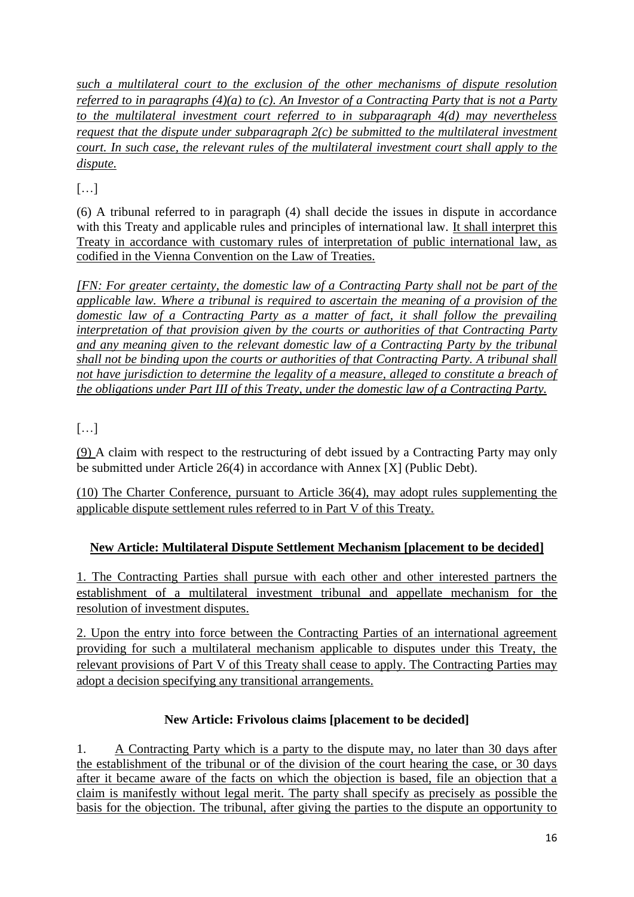*such a multilateral court to the exclusion of the other mechanisms of dispute resolution referred to in paragraphs (4)(a) to (c). An Investor of a Contracting Party that is not a Party to the multilateral investment court referred to in subparagraph 4(d) may nevertheless request that the dispute under subparagraph 2(c) be submitted to the multilateral investment court. In such case, the relevant rules of the multilateral investment court shall apply to the dispute.*

[…]

(6) A tribunal referred to in paragraph (4) shall decide the issues in dispute in accordance with this Treaty and applicable rules and principles of international law. It shall interpret this Treaty in accordance with customary rules of interpretation of public international law, as codified in the Vienna Convention on the Law of Treaties.

*[FN: For greater certainty, the domestic law of a Contracting Party shall not be part of the applicable law. Where a tribunal is required to ascertain the meaning of a provision of the domestic law of a Contracting Party as a matter of fact, it shall follow the prevailing interpretation of that provision given by the courts or authorities of that Contracting Party and any meaning given to the relevant domestic law of a Contracting Party by the tribunal shall not be binding upon the courts or authorities of that Contracting Party. A tribunal shall not have jurisdiction to determine the legality of a measure, alleged to constitute a breach of the obligations under Part III of this Treaty, under the domestic law of a Contracting Party.*

[…]

(9) A claim with respect to the restructuring of debt issued by a Contracting Party may only be submitted under Article 26(4) in accordance with Annex [X] (Public Debt).

(10) The Charter Conference, pursuant to Article 36(4), may adopt rules supplementing the applicable dispute settlement rules referred to in Part V of this Treaty.

**New Article: Multilateral Dispute Settlement Mechanism [placement to be decided]**

1. The Contracting Parties shall pursue with each other and other interested partners the establishment of a multilateral investment tribunal and appellate mechanism for the resolution of investment disputes.

2. Upon the entry into force between the Contracting Parties of an international agreement providing for such a multilateral mechanism applicable to disputes under this Treaty, the relevant provisions of Part V of this Treaty shall cease to apply. The Contracting Parties may adopt a decision specifying any transitional arrangements.

**New Article: Frivolous claims [placement to be decided]**

1. A Contracting Party which is a party to the dispute may, no later than 30 days after the establishment of the tribunal or of the division of the court hearing the case, or 30 days after it became aware of the facts on which the objection is based, file an objection that a claim is manifestly without legal merit. The party shall specify as precisely as possible the basis for the objection. The tribunal, after giving the parties to the dispute an opportunity to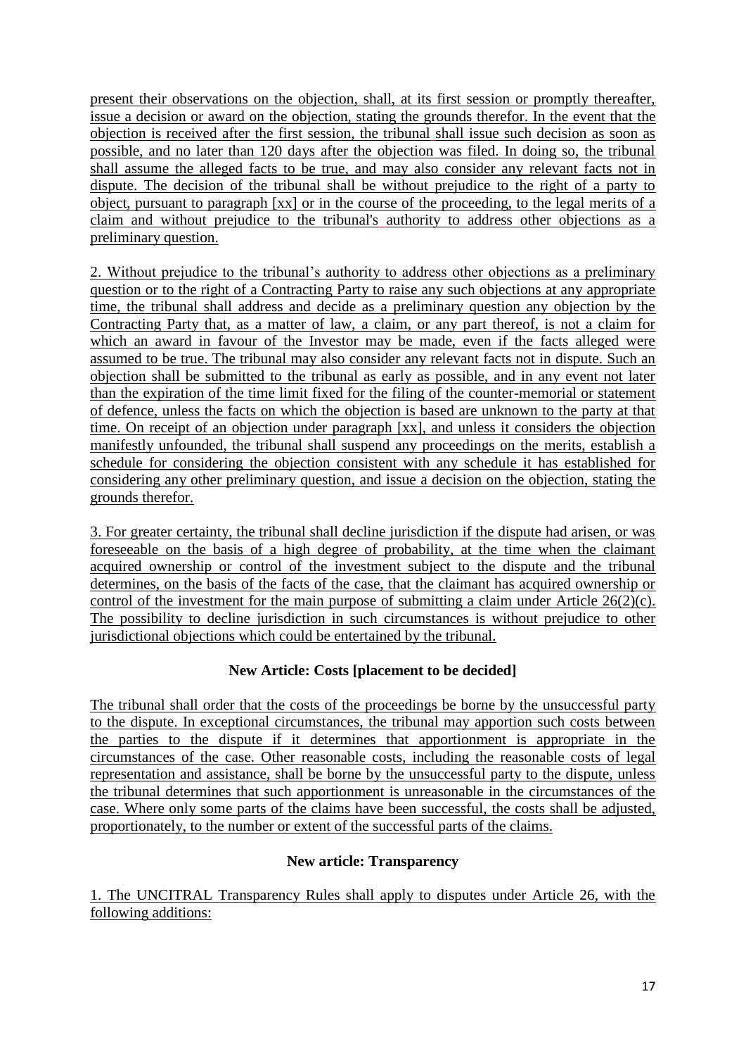present their observations on the objection, shall, at its first session or promptly thereafter, issue a decision or award on the objection, stating the grounds therefor. In the event that the objection is received after the first session, the tribunal shall issue such decision as soon as possible, and no later than 120 days after the objection was filed. In doing so, the tribunal shall assume the alleged facts to be true, and may also consider any relevant facts not in dispute. The decision of the tribunal shall be without prejudice to the right of a party to object, pursuant to paragraph [xx] or in the course of the proceeding, to the legal merits of a claim and without prejudice to the tribunal's authority to address other objections as a preliminary question.

2. Without prejudice to the tribunal's authority to address other objections as a preliminary question or to the right of a Contracting Party to raise any such objections at any appropriate time, the tribunal shall address and decide as a preliminary question any objection by the Contracting Party that, as a matter of law, a claim, or any part thereof, is not a claim for which an award in favour of the Investor may be made, even if the facts alleged were assumed to be true. The tribunal may also consider any relevant facts not in dispute. Such an objection shall be submitted to the tribunal as early as possible, and in any event not later than the expiration of the time limit fixed for the filing of the counter-memorial or statement of defence, unless the facts on which the objection is based are unknown to the party at that time. On receipt of an objection under paragraph [xx], and unless it considers the objection manifestly unfounded, the tribunal shall suspend any proceedings on the merits, establish a schedule for considering the objection consistent with any schedule it has established for considering any other preliminary question, and issue a decision on the objection, stating the grounds therefor.

3. For greater certainty, the tribunal shall decline jurisdiction if the dispute had arisen, or was foreseeable on the basis of a high degree of probability, at the time when the claimant acquired ownership or control of the investment subject to the dispute and the tribunal determines, on the basis of the facts of the case, that the claimant has acquired ownership or control of the investment for the main purpose of submitting a claim under Article 26(2)(c). The possibility to decline jurisdiction in such circumstances is without prejudice to other jurisdictional objections which could be entertained by the tribunal.

**New Article: Costs [placement to be decided]**

The tribunal shall order that the costs of the proceedings be borne by the unsuccessful party to the dispute. In exceptional circumstances, the tribunal may apportion such costs between the parties to the dispute if it determines that apportionment is appropriate in the circumstances of the case. Other reasonable costs, including the reasonable costs of legal representation and assistance, shall be borne by the unsuccessful party to the dispute, unless the tribunal determines that such apportionment is unreasonable in the circumstances of the case. Where only some parts of the claims have been successful, the costs shall be adjusted, proportionately, to the number or extent of the successful parts of the claims.

**New article: Transparency**

1. The UNCITRAL Transparency Rules shall apply to disputes under Article 26, with the following additions: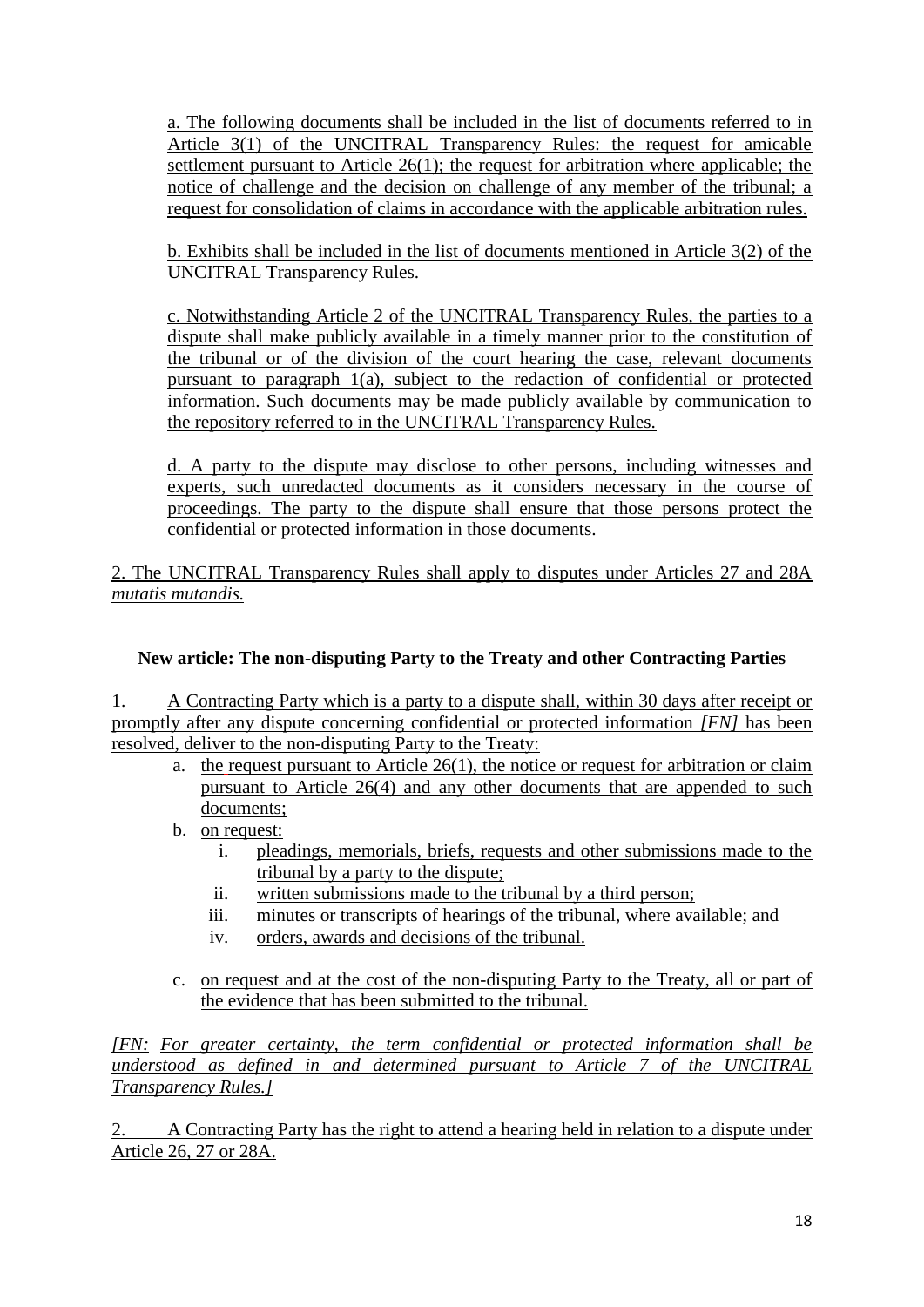a. The following documents shall be included in the list of documents referred to in Article 3(1) of the UNCITRAL Transparency Rules: the request for amicable settlement pursuant to Article 26(1); the request for arbitration where applicable; the notice of challenge and the decision on challenge of any member of the tribunal; a request for consolidation of claims in accordance with the applicable arbitration rules.

b. Exhibits shall be included in the list of documents mentioned in Article 3(2) of the UNCITRAL Transparency Rules.

c. Notwithstanding Article 2 of the UNCITRAL Transparency Rules, the parties to a dispute shall make publicly available in a timely manner prior to the constitution of the tribunal or of the division of the court hearing the case, relevant documents pursuant to paragraph 1(a), subject to the redaction of confidential or protected information. Such documents may be made publicly available by communication to the repository referred to in the UNCITRAL Transparency Rules.

d. A party to the dispute may disclose to other persons, including witnesses and experts, such unredacted documents as it considers necessary in the course of proceedings. The party to the dispute shall ensure that those persons protect the confidential or protected information in those documents.

2. The UNCITRAL Transparency Rules shall apply to disputes under Articles 27 and 28A *mutatis mutandis.*

**New article: The non-disputing Party to the Treaty and other Contracting Parties**

1. A Contracting Party which is a party to a dispute shall, within 30 days after receipt or promptly after any dispute concerning confidential or protected information *[FN]* has been resolved, deliver to the non-disputing Party to the Treaty:

a. the request pursuant to Article 26(1), the notice or request for arbitration or claim pursuant to Article 26(4) and any other documents that are appended to such documents;

b. on request:

   i. pleadings, memorials, briefs, requests and other submissions made to the tribunal by a party to the dispute;
   
   ii. written submissions made to the tribunal by a third person;
   
   iii. minutes or transcripts of hearings of the tribunal, where available; and
   
   iv. orders, awards and decisions of the tribunal.

c. on request and at the cost of the non-disputing Party to the Treaty, all or part of the evidence that has been submitted to the tribunal.

*[FN: For greater certainty, the term confidential or protected information shall be understood as defined in and determined pursuant to Article 7 of the UNCITRAL Transparency Rules.]*

2. A Contracting Party has the right to attend a hearing held in relation to a dispute under Article 26, 27 or 28A.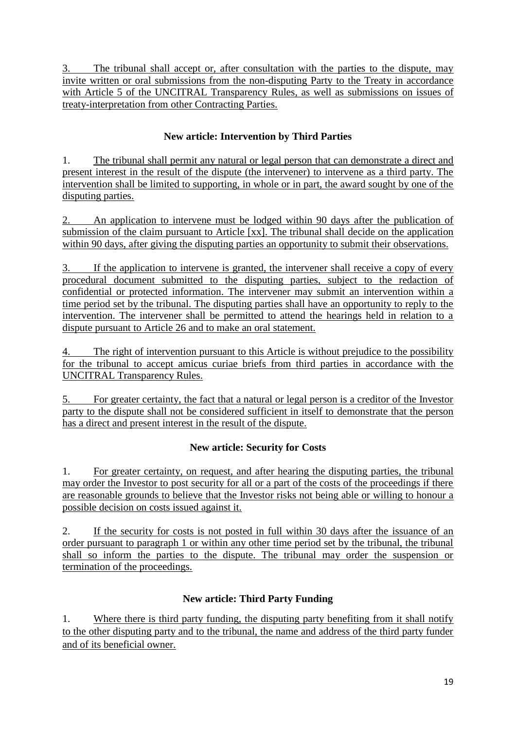3. The tribunal shall accept or, after consultation with the parties to the dispute, may invite written or oral submissions from the non-disputing Party to the Treaty in accordance with Article 5 of the UNCITRAL Transparency Rules, as well as submissions on issues of treaty-interpretation from other Contracting Parties.

### New article: Intervention by Third Parties

1. The tribunal shall permit any natural or legal person that can demonstrate a direct and present interest in the result of the dispute (the intervener) to intervene as a third party. The intervention shall be limited to supporting, in whole or in part, the award sought by one of the disputing parties.

2. An application to intervene must be lodged within 90 days after the publication of submission of the claim pursuant to Article [xx]. The tribunal shall decide on the application within 90 days, after giving the disputing parties an opportunity to submit their observations.

3. If the application to intervene is granted, the intervener shall receive a copy of every procedural document submitted to the disputing parties, subject to the redaction of confidential or protected information. The intervener may submit an intervention within a time period set by the tribunal. The disputing parties shall have an opportunity to reply to the intervention. The intervener shall be permitted to attend the hearings held in relation to a dispute pursuant to Article 26 and to make an oral statement.

4. The right of intervention pursuant to this Article is without prejudice to the possibility for the tribunal to accept amicus curiae briefs from third parties in accordance with the UNCITRAL Transparency Rules.

5. For greater certainty, the fact that a natural or legal person is a creditor of the Investor party to the dispute shall not be considered sufficient in itself to demonstrate that the person has a direct and present interest in the result of the dispute.

### New article: Security for Costs

1. For greater certainty, on request, and after hearing the disputing parties, the tribunal may order the Investor to post security for all or a part of the costs of the proceedings if there are reasonable grounds to believe that the Investor risks not being able or willing to honour a possible decision on costs issued against it.

2. If the security for costs is not posted in full within 30 days after the issuance of an order pursuant to paragraph 1 or within any other time period set by the tribunal, the tribunal shall so inform the parties to the dispute. The tribunal may order the suspension or termination of the proceedings.

### New article: Third Party Funding

1. Where there is third party funding, the disputing party benefiting from it shall notify to the other disputing party and to the tribunal, the name and address of the third party funder and of its beneficial owner.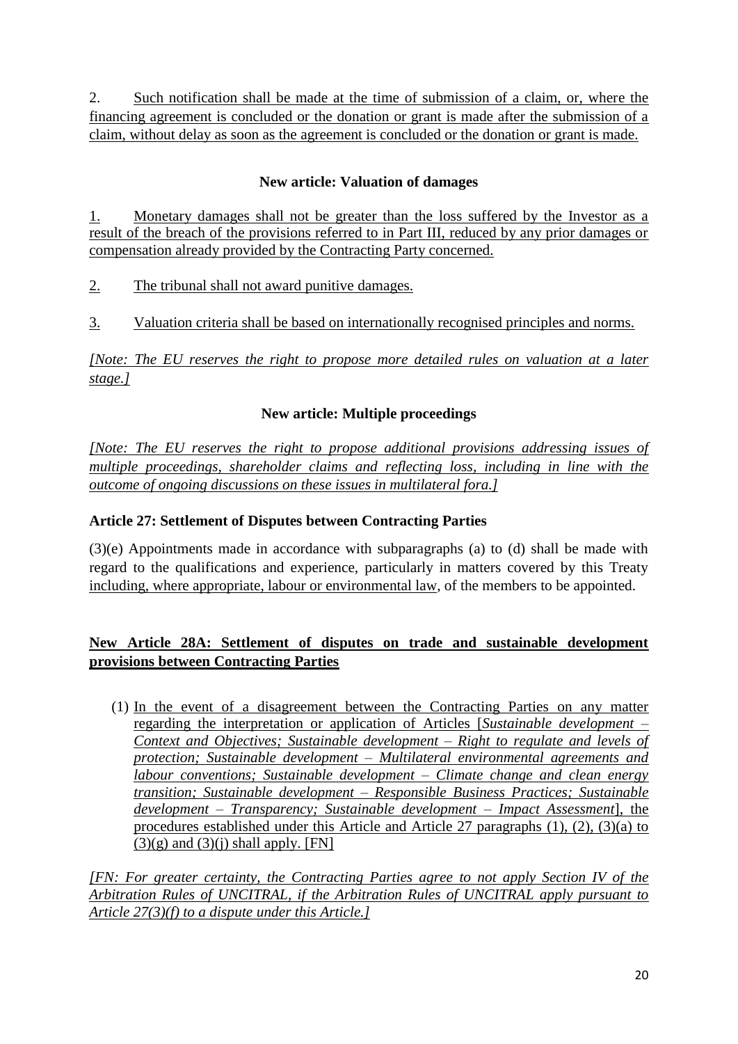2. Such notification shall be made at the time of submission of a claim, or, where the financing agreement is concluded or the donation or grant is made after the submission of a claim, without delay as soon as the agreement is concluded or the donation or grant is made.

**New article: Valuation of damages**

1. Monetary damages shall not be greater than the loss suffered by the Investor as a result of the breach of the provisions referred to in Part III, reduced by any prior damages or compensation already provided by the Contracting Party concerned.

2. The tribunal shall not award punitive damages.

3. Valuation criteria shall be based on internationally recognised principles and norms.

*[Note: The EU reserves the right to propose more detailed rules on valuation at a later stage.]*

**New article: Multiple proceedings**

*[Note: The EU reserves the right to propose additional provisions addressing issues of multiple proceedings, shareholder claims and reflecting loss, including in line with the outcome of ongoing discussions on these issues in multilateral fora.]*

**Article 27: Settlement of Disputes between Contracting Parties**

(3)(e) Appointments made in accordance with subparagraphs (a) to (d) shall be made with regard to the qualifications and experience, particularly in matters covered by this Treaty including, where appropriate, labour or environmental law, of the members to be appointed.

**New Article 28A: Settlement of disputes on trade and sustainable development provisions between Contracting Parties**

(1) In the event of a disagreement between the Contracting Parties on any matter regarding the interpretation or application of Articles [*Sustainable development – Context and Objectives; Sustainable development – Right to regulate and levels of protection; Sustainable development – Multilateral environmental agreements and labour conventions; Sustainable development – Climate change and clean energy transition; Sustainable development – Responsible Business Practices; Sustainable development – Transparency; Sustainable development – Impact Assessment*], the procedures established under this Article and Article 27 paragraphs (1), (2), (3)(a) to (3)(g) and (3)(j) shall apply. [FN]

*[FN: For greater certainty, the Contracting Parties agree to not apply Section IV of the Arbitration Rules of UNCITRAL, if the Arbitration Rules of UNCITRAL apply pursuant to Article 27(3)(f) to a dispute under this Article.]*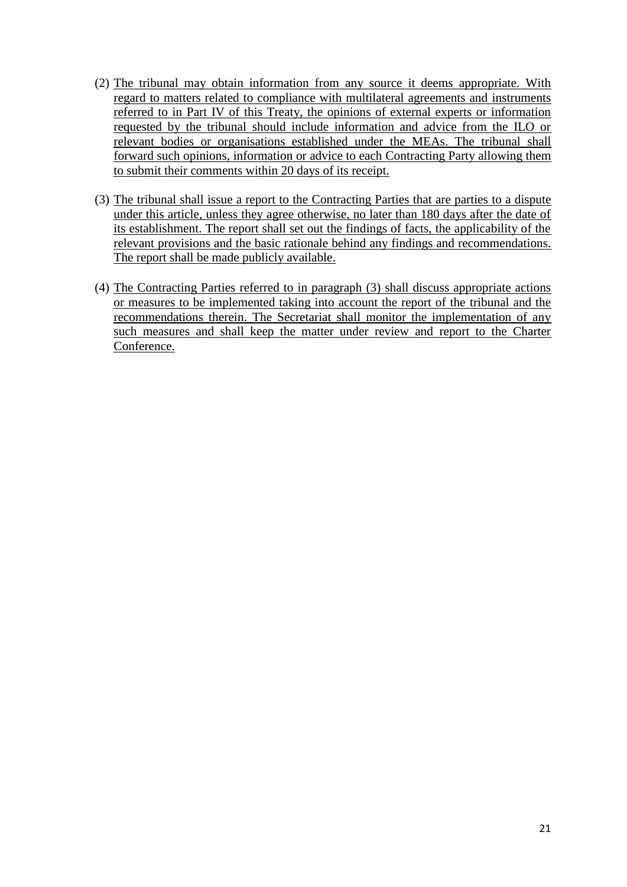(2) The tribunal may obtain information from any source it deems appropriate. With regard to matters related to compliance with multilateral agreements and instruments referred to in Part IV of this Treaty, the opinions of external experts or information requested by the tribunal should include information and advice from the ILO or relevant bodies or organisations established under the MEAs. The tribunal shall forward such opinions, information or advice to each Contracting Party allowing them to submit their comments within 20 days of its receipt.

(3) The tribunal shall issue a report to the Contracting Parties that are parties to a dispute under this article, unless they agree otherwise, no later than 180 days after the date of its establishment. The report shall set out the findings of facts, the applicability of the relevant provisions and the basic rationale behind any findings and recommendations. The report shall be made publicly available.

(4) The Contracting Parties referred to in paragraph (3) shall discuss appropriate actions or measures to be implemented taking into account the report of the tribunal and the recommendations therein. The Secretariat shall monitor the implementation of any such measures and shall keep the matter under review and report to the Charter Conference.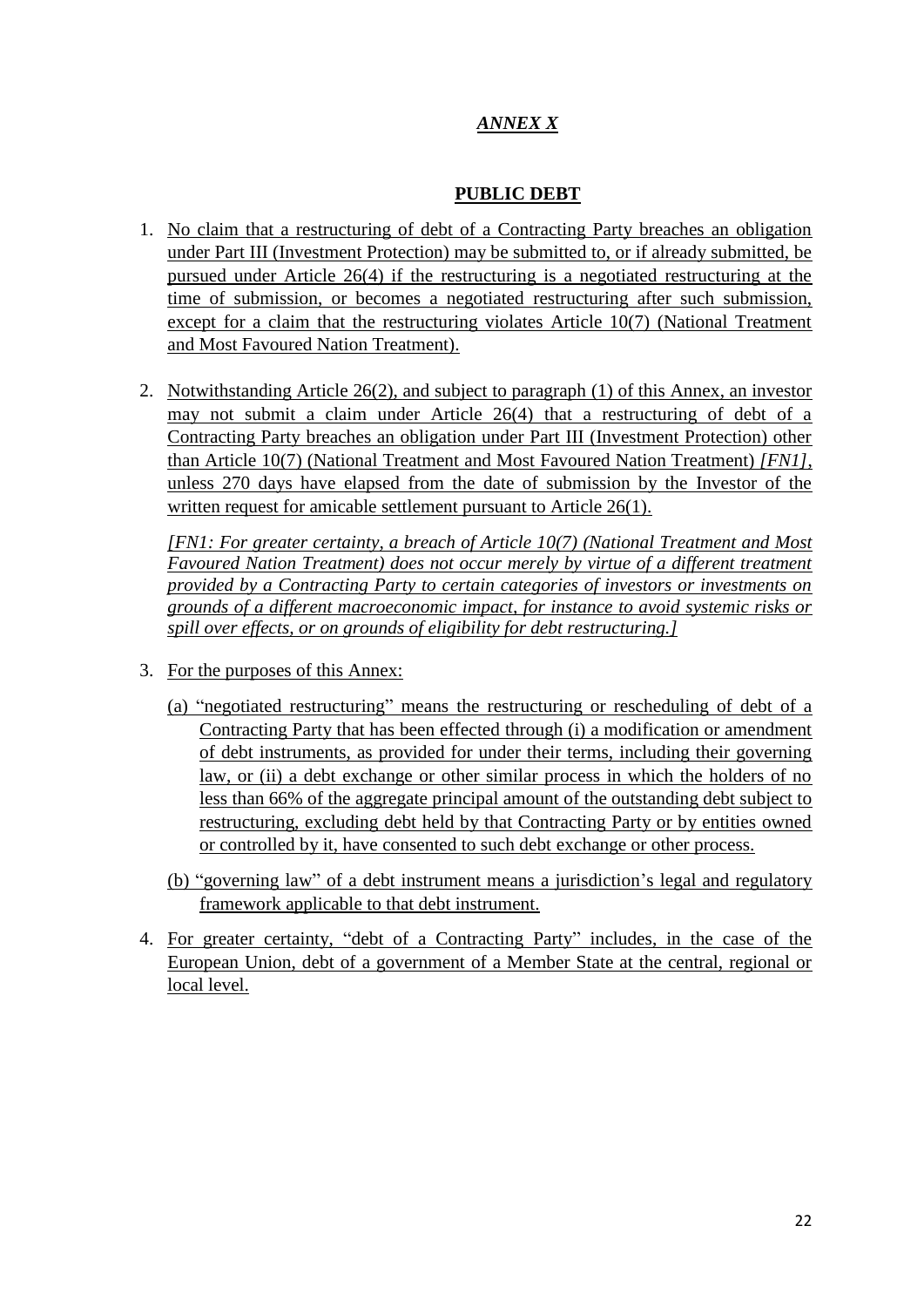# *ANNEX X*

## **PUBLIC DEBT**

1. No claim that a restructuring of debt of a Contracting Party breaches an obligation under Part III (Investment Protection) may be submitted to, or if already submitted, be pursued under Article 26(4) if the restructuring is a negotiated restructuring at the time of submission, or becomes a negotiated restructuring after such submission, except for a claim that the restructuring violates Article 10(7) (National Treatment and Most Favoured Nation Treatment).

2. Notwithstanding Article 26(2), and subject to paragraph (1) of this Annex, an investor may not submit a claim under Article 26(4) that a restructuring of debt of a Contracting Party breaches an obligation under Part III (Investment Protection) other than Article 10(7) (National Treatment and Most Favoured Nation Treatment) *[FN1]*, unless 270 days have elapsed from the date of submission by the Investor of the written request for amicable settlement pursuant to Article 26(1).

   *[FN1: For greater certainty, a breach of Article 10(7) (National Treatment and Most Favoured Nation Treatment) does not occur merely by virtue of a different treatment provided by a Contracting Party to certain categories of investors or investments on grounds of a different macroeconomic impact, for instance to avoid systemic risks or spill over effects, or on grounds of eligibility for debt restructuring.]*

3. For the purposes of this Annex:

   (a) "negotiated restructuring" means the restructuring or rescheduling of debt of a Contracting Party that has been effected through (i) a modification or amendment of debt instruments, as provided for under their terms, including their governing law, or (ii) a debt exchange or other similar process in which the holders of no less than 66% of the aggregate principal amount of the outstanding debt subject to restructuring, excluding debt held by that Contracting Party or by entities owned or controlled by it, have consented to such debt exchange or other process.

   (b) "governing law" of a debt instrument means a jurisdiction's legal and regulatory framework applicable to that debt instrument.

4. For greater certainty, "debt of a Contracting Party" includes, in the case of the European Union, debt of a government of a Member State at the central, regional or local level.